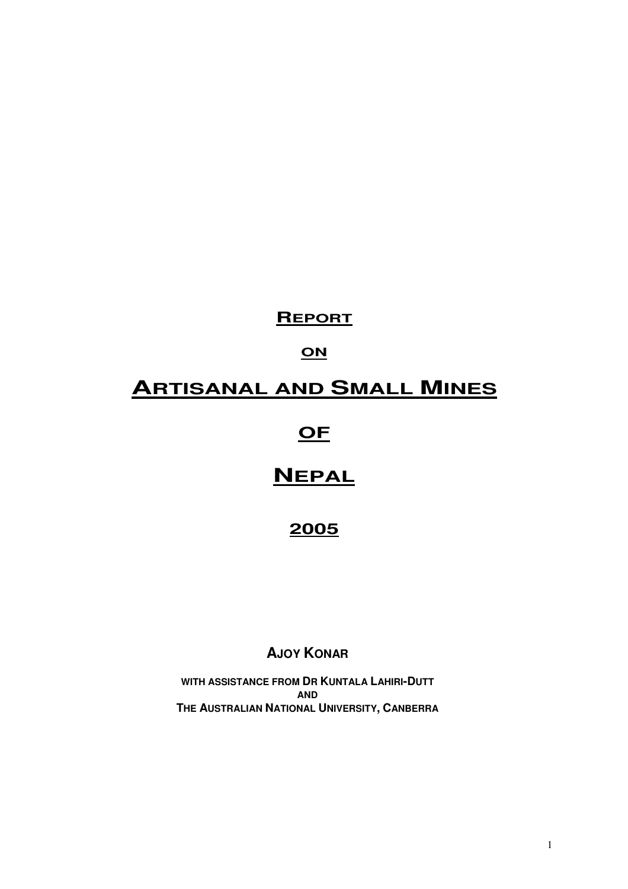# REPORT

# ON

# ARTISANAL AND SMALL MINES

# OF

# NEPAL

# 2005

**AJOY KONAR**

**WITH ASSISTANCE FROM DR KUNTALA LAHIRI-DUTT**
**AND**
**THE AUSTRALIAN NATIONAL UNIVERSITY, CANBERRA**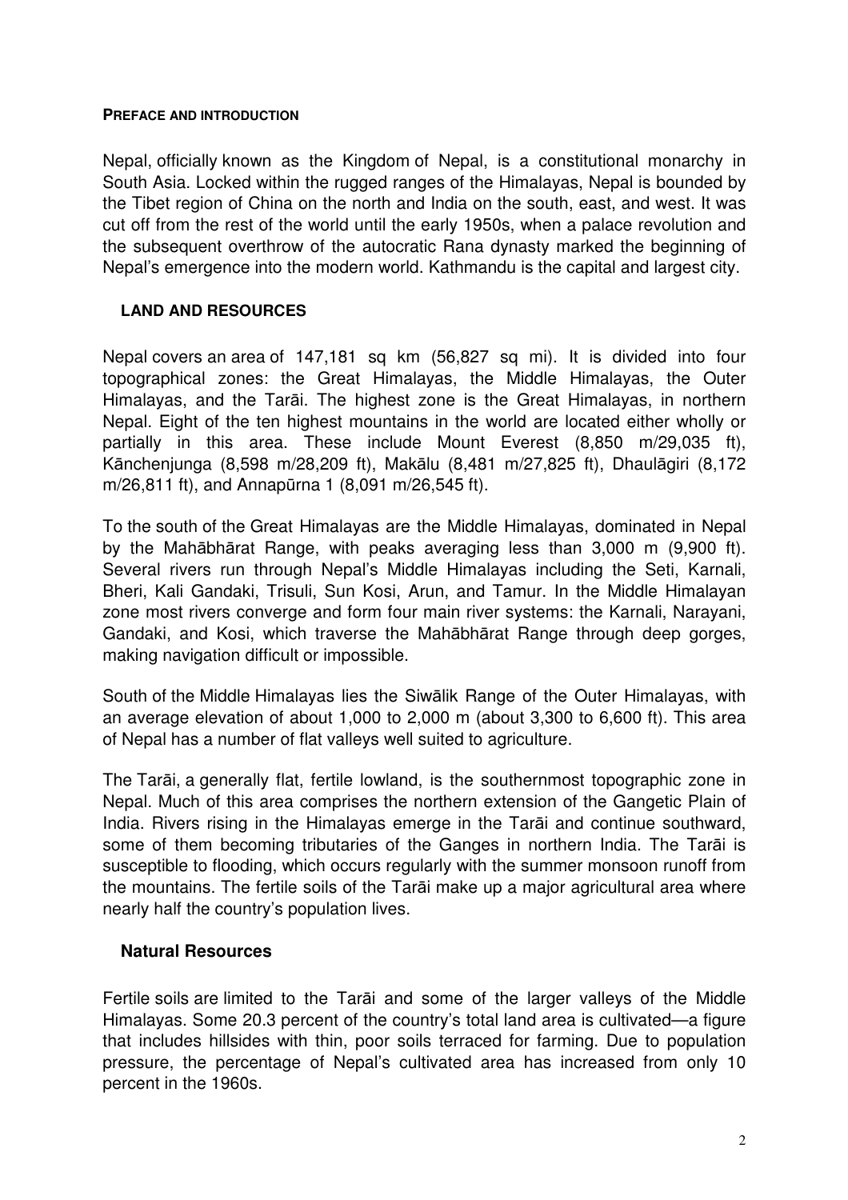## PREFACE AND INTRODUCTION

Nepal, officially known as the Kingdom of Nepal, is a constitutional monarchy in South Asia. Locked within the rugged ranges of the Himalayas, Nepal is bounded by the Tibet region of China on the north and India on the south, east, and west. It was cut off from the rest of the world until the early 1950s, when a palace revolution and the subsequent overthrow of the autocratic Rana dynasty marked the beginning of Nepal's emergence into the modern world. Kathmandu is the capital and largest city.

### LAND AND RESOURCES

Nepal covers an area of 147,181 sq km (56,827 sq mi). It is divided into four topographical zones: the Great Himalayas, the Middle Himalayas, the Outer Himalayas, and the Tarāi. The highest zone is the Great Himalayas, in northern Nepal. Eight of the ten highest mountains in the world are located either wholly or partially in this area. These include Mount Everest (8,850 m/29,035 ft), Kānchenjunga (8,598 m/28,209 ft), Makālu (8,481 m/27,825 ft), Dhaulāgiri (8,172 m/26,811 ft), and Annapūrna 1 (8,091 m/26,545 ft).

To the south of the Great Himalayas are the Middle Himalayas, dominated in Nepal by the Mahābhārat Range, with peaks averaging less than 3,000 m (9,900 ft). Several rivers run through Nepal's Middle Himalayas including the Seti, Karnali, Bheri, Kali Gandaki, Trisuli, Sun Kosi, Arun, and Tamur. In the Middle Himalayan zone most rivers converge and form four main river systems: the Karnali, Narayani, Gandaki, and Kosi, which traverse the Mahābhārat Range through deep gorges, making navigation difficult or impossible.

South of the Middle Himalayas lies the Siwālik Range of the Outer Himalayas, with an average elevation of about 1,000 to 2,000 m (about 3,300 to 6,600 ft). This area of Nepal has a number of flat valleys well suited to agriculture.

The Tarāi, a generally flat, fertile lowland, is the southernmost topographic zone in Nepal. Much of this area comprises the northern extension of the Gangetic Plain of India. Rivers rising in the Himalayas emerge in the Tarāi and continue southward, some of them becoming tributaries of the Ganges in northern India. The Tarāi is susceptible to flooding, which occurs regularly with the summer monsoon runoff from the mountains. The fertile soils of the Tarāi make up a major agricultural area where nearly half the country's population lives.

### Natural Resources

Fertile soils are limited to the Tarāi and some of the larger valleys of the Middle Himalayas. Some 20.3 percent of the country's total land area is cultivated—a figure that includes hillsides with thin, poor soils terraced for farming. Due to population pressure, the percentage of Nepal's cultivated area has increased from only 10 percent in the 1960s.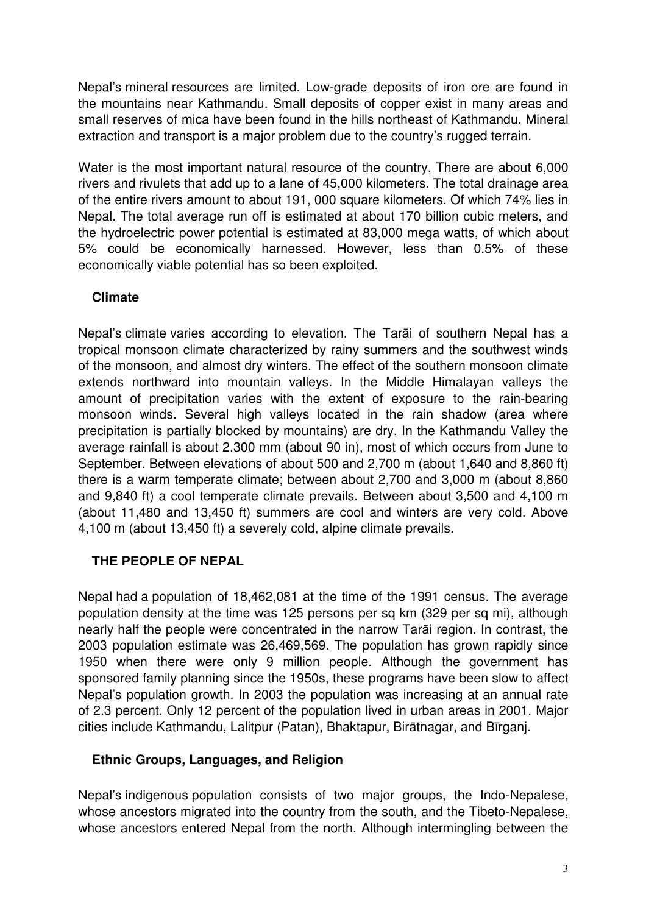Nepal's mineral resources are limited. Low-grade deposits of iron ore are found in the mountains near Kathmandu. Small deposits of copper exist in many areas and small reserves of mica have been found in the hills northeast of Kathmandu. Mineral extraction and transport is a major problem due to the country's rugged terrain.

Water is the most important natural resource of the country. There are about 6,000 rivers and rivulets that add up to a lane of 45,000 kilometers. The total drainage area of the entire rivers amount to about 191, 000 square kilometers. Of which 74% lies in Nepal. The total average run off is estimated at about 170 billion cubic meters, and the hydroelectric power potential is estimated at 83,000 mega watts, of which about 5% could be economically harnessed. However, less than 0.5% of these economically viable potential has so been exploited.

## Climate

Nepal's climate varies according to elevation. The Tarāi of southern Nepal has a tropical monsoon climate characterized by rainy summers and the southwest winds of the monsoon, and almost dry winters. The effect of the southern monsoon climate extends northward into mountain valleys. In the Middle Himalayan valleys the amount of precipitation varies with the extent of exposure to the rain-bearing monsoon winds. Several high valleys located in the rain shadow (area where precipitation is partially blocked by mountains) are dry. In the Kathmandu Valley the average rainfall is about 2,300 mm (about 90 in), most of which occurs from June to September. Between elevations of about 500 and 2,700 m (about 1,640 and 8,860 ft) there is a warm temperate climate; between about 2,700 and 3,000 m (about 8,860 and 9,840 ft) a cool temperate climate prevails. Between about 3,500 and 4,100 m (about 11,480 and 13,450 ft) summers are cool and winters are very cold. Above 4,100 m (about 13,450 ft) a severely cold, alpine climate prevails.

## THE PEOPLE OF NEPAL

Nepal had a population of 18,462,081 at the time of the 1991 census. The average population density at the time was 125 persons per sq km (329 per sq mi), although nearly half the people were concentrated in the narrow Tarāi region. In contrast, the 2003 population estimate was 26,469,569. The population has grown rapidly since 1950 when there were only 9 million people. Although the government has sponsored family planning since the 1950s, these programs have been slow to affect Nepal's population growth. In 2003 the population was increasing at an annual rate of 2.3 percent. Only 12 percent of the population lived in urban areas in 2001. Major cities include Kathmandu, Lalitpur (Patan), Bhaktapur, Birātnagar, and Bīrganj.

## Ethnic Groups, Languages, and Religion

Nepal's indigenous population consists of two major groups, the Indo-Nepalese, whose ancestors migrated into the country from the south, and the Tibeto-Nepalese, whose ancestors entered Nepal from the north. Although intermingling between the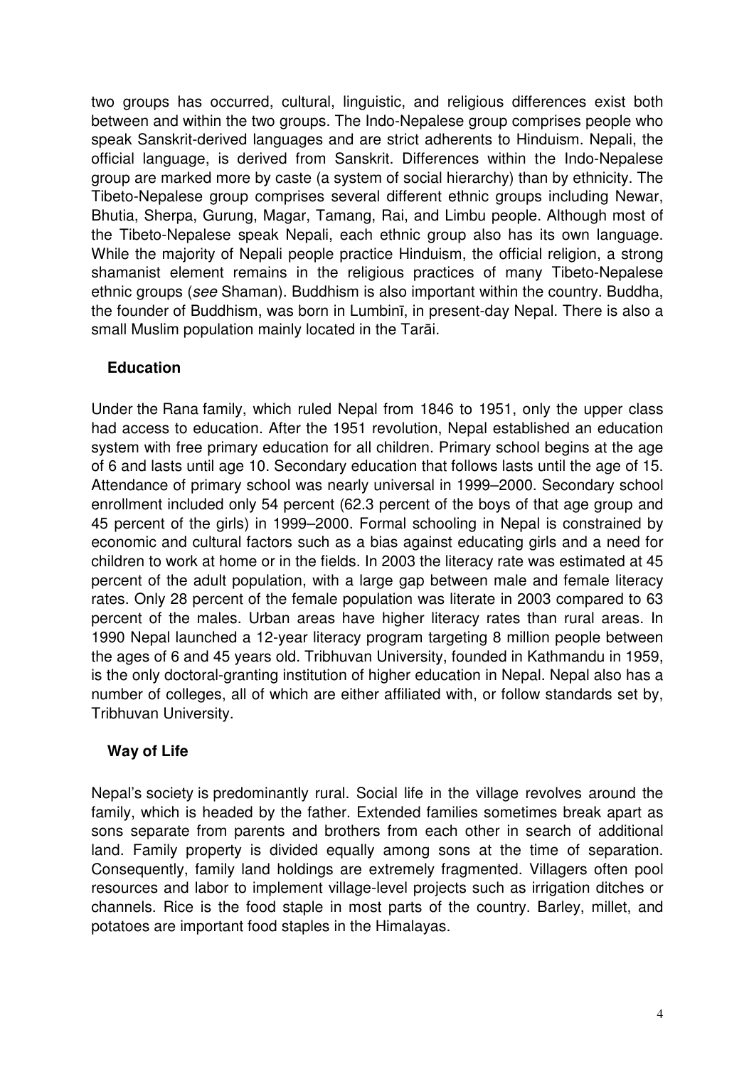two groups has occurred, cultural, linguistic, and religious differences exist both between and within the two groups. The Indo-Nepalese group comprises people who speak Sanskrit-derived languages and are strict adherents to Hinduism. Nepali, the official language, is derived from Sanskrit. Differences within the Indo-Nepalese group are marked more by caste (a system of social hierarchy) than by ethnicity. The Tibeto-Nepalese group comprises several different ethnic groups including Newar, Bhutia, Sherpa, Gurung, Magar, Tamang, Rai, and Limbu people. Although most of the Tibeto-Nepalese speak Nepali, each ethnic group also has its own language. While the majority of Nepali people practice Hinduism, the official religion, a strong shamanist element remains in the religious practices of many Tibeto-Nepalese ethnic groups (*see* Shaman). Buddhism is also important within the country. Buddha, the founder of Buddhism, was born in Lumbinī, in present-day Nepal. There is also a small Muslim population mainly located in the Tarāi.

## Education

Under the Rana family, which ruled Nepal from 1846 to 1951, only the upper class had access to education. After the 1951 revolution, Nepal established an education system with free primary education for all children. Primary school begins at the age of 6 and lasts until age 10. Secondary education that follows lasts until the age of 15. Attendance of primary school was nearly universal in 1999–2000. Secondary school enrollment included only 54 percent (62.3 percent of the boys of that age group and 45 percent of the girls) in 1999–2000. Formal schooling in Nepal is constrained by economic and cultural factors such as a bias against educating girls and a need for children to work at home or in the fields. In 2003 the literacy rate was estimated at 45 percent of the adult population, with a large gap between male and female literacy rates. Only 28 percent of the female population was literate in 2003 compared to 63 percent of the males. Urban areas have higher literacy rates than rural areas. In 1990 Nepal launched a 12-year literacy program targeting 8 million people between the ages of 6 and 45 years old. Tribhuvan University, founded in Kathmandu in 1959, is the only doctoral-granting institution of higher education in Nepal. Nepal also has a number of colleges, all of which are either affiliated with, or follow standards set by, Tribhuvan University.

## Way of Life

Nepal's society is predominantly rural. Social life in the village revolves around the family, which is headed by the father. Extended families sometimes break apart as sons separate from parents and brothers from each other in search of additional land. Family property is divided equally among sons at the time of separation. Consequently, family land holdings are extremely fragmented. Villagers often pool resources and labor to implement village-level projects such as irrigation ditches or channels. Rice is the food staple in most parts of the country. Barley, millet, and potatoes are important food staples in the Himalayas.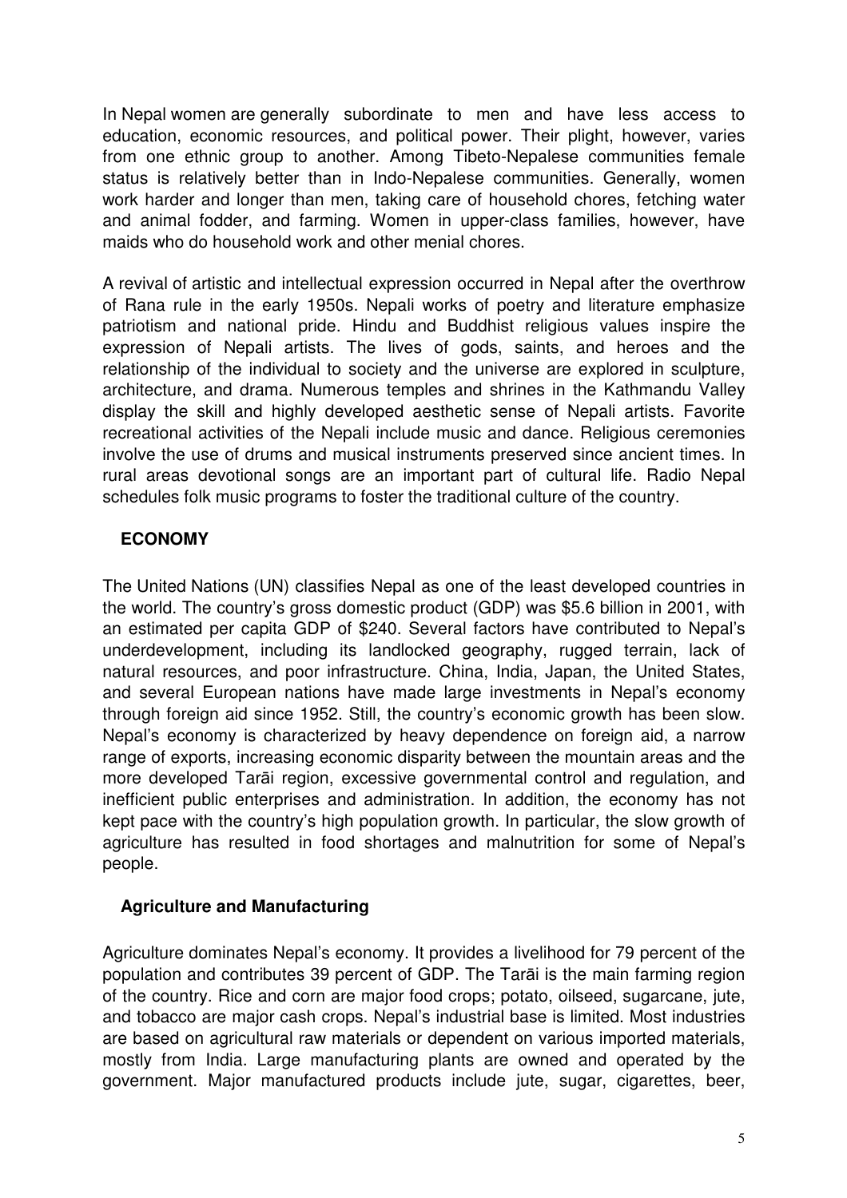In Nepal women are generally subordinate to men and have less access to education, economic resources, and political power. Their plight, however, varies from one ethnic group to another. Among Tibeto-Nepalese communities female status is relatively better than in Indo-Nepalese communities. Generally, women work harder and longer than men, taking care of household chores, fetching water and animal fodder, and farming. Women in upper-class families, however, have maids who do household work and other menial chores.

A revival of artistic and intellectual expression occurred in Nepal after the overthrow of Rana rule in the early 1950s. Nepali works of poetry and literature emphasize patriotism and national pride. Hindu and Buddhist religious values inspire the expression of Nepali artists. The lives of gods, saints, and heroes and the relationship of the individual to society and the universe are explored in sculpture, architecture, and drama. Numerous temples and shrines in the Kathmandu Valley display the skill and highly developed aesthetic sense of Nepali artists. Favorite recreational activities of the Nepali include music and dance. Religious ceremonies involve the use of drums and musical instruments preserved since ancient times. In rural areas devotional songs are an important part of cultural life. Radio Nepal schedules folk music programs to foster the traditional culture of the country.

## ECONOMY

The United Nations (UN) classifies Nepal as one of the least developed countries in the world. The country's gross domestic product (GDP) was $5.6 billion in 2001, with an estimated per capita GDP of $240. Several factors have contributed to Nepal's underdevelopment, including its landlocked geography, rugged terrain, lack of natural resources, and poor infrastructure. China, India, Japan, the United States, and several European nations have made large investments in Nepal's economy through foreign aid since 1952. Still, the country's economic growth has been slow. Nepal's economy is characterized by heavy dependence on foreign aid, a narrow range of exports, increasing economic disparity between the mountain areas and the more developed Tarāi region, excessive governmental control and regulation, and inefficient public enterprises and administration. In addition, the economy has not kept pace with the country's high population growth. In particular, the slow growth of agriculture has resulted in food shortages and malnutrition for some of Nepal's people.

### Agriculture and Manufacturing

Agriculture dominates Nepal's economy. It provides a livelihood for 79 percent of the population and contributes 39 percent of GDP. The Tarāi is the main farming region of the country. Rice and corn are major food crops; potato, oilseed, sugarcane, jute, and tobacco are major cash crops. Nepal's industrial base is limited. Most industries are based on agricultural raw materials or dependent on various imported materials, mostly from India. Large manufacturing plants are owned and operated by the government. Major manufactured products include jute, sugar, cigarettes, beer,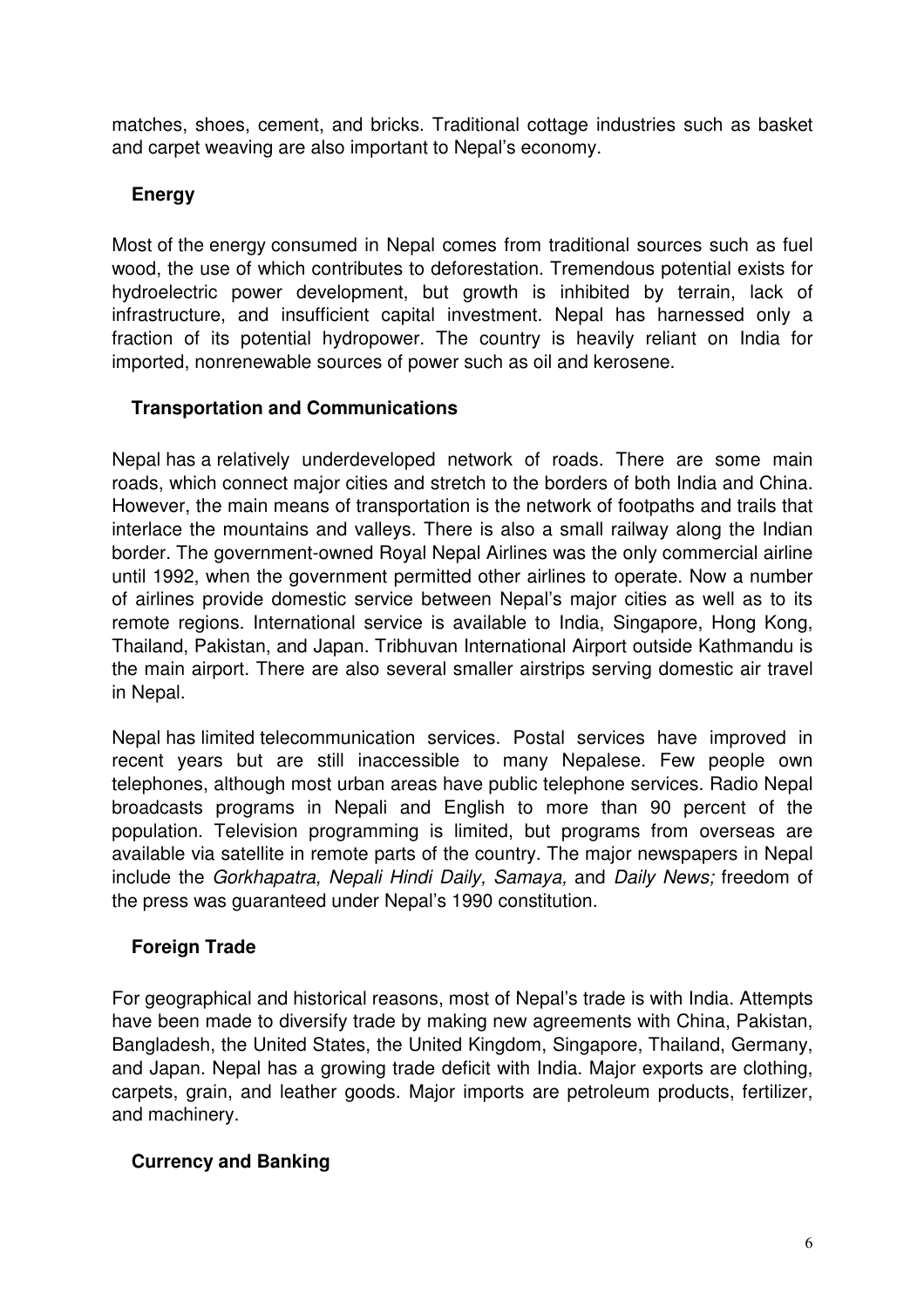matches, shoes, cement, and bricks. Traditional cottage industries such as basket and carpet weaving are also important to Nepal's economy.

### Energy

Most of the energy consumed in Nepal comes from traditional sources such as fuel wood, the use of which contributes to deforestation. Tremendous potential exists for hydroelectric power development, but growth is inhibited by terrain, lack of infrastructure, and insufficient capital investment. Nepal has harnessed only a fraction of its potential hydropower. The country is heavily reliant on India for imported, nonrenewable sources of power such as oil and kerosene.

### Transportation and Communications

Nepal has a relatively underdeveloped network of roads. There are some main roads, which connect major cities and stretch to the borders of both India and China. However, the main means of transportation is the network of footpaths and trails that interlace the mountains and valleys. There is also a small railway along the Indian border. The government-owned Royal Nepal Airlines was the only commercial airline until 1992, when the government permitted other airlines to operate. Now a number of airlines provide domestic service between Nepal's major cities as well as to its remote regions. International service is available to India, Singapore, Hong Kong, Thailand, Pakistan, and Japan. Tribhuvan International Airport outside Kathmandu is the main airport. There are also several smaller airstrips serving domestic air travel in Nepal.

Nepal has limited telecommunication services. Postal services have improved in recent years but are still inaccessible to many Nepalese. Few people own telephones, although most urban areas have public telephone services. Radio Nepal broadcasts programs in Nepali and English to more than 90 percent of the population. Television programming is limited, but programs from overseas are available via satellite in remote parts of the country. The major newspapers in Nepal include the *Gorkhapatra, Nepali Hindi Daily, Samaya,* and *Daily News;* freedom of the press was guaranteed under Nepal's 1990 constitution.

### Foreign Trade

For geographical and historical reasons, most of Nepal's trade is with India. Attempts have been made to diversify trade by making new agreements with China, Pakistan, Bangladesh, the United States, the United Kingdom, Singapore, Thailand, Germany, and Japan. Nepal has a growing trade deficit with India. Major exports are clothing, carpets, grain, and leather goods. Major imports are petroleum products, fertilizer, and machinery.

### Currency and Banking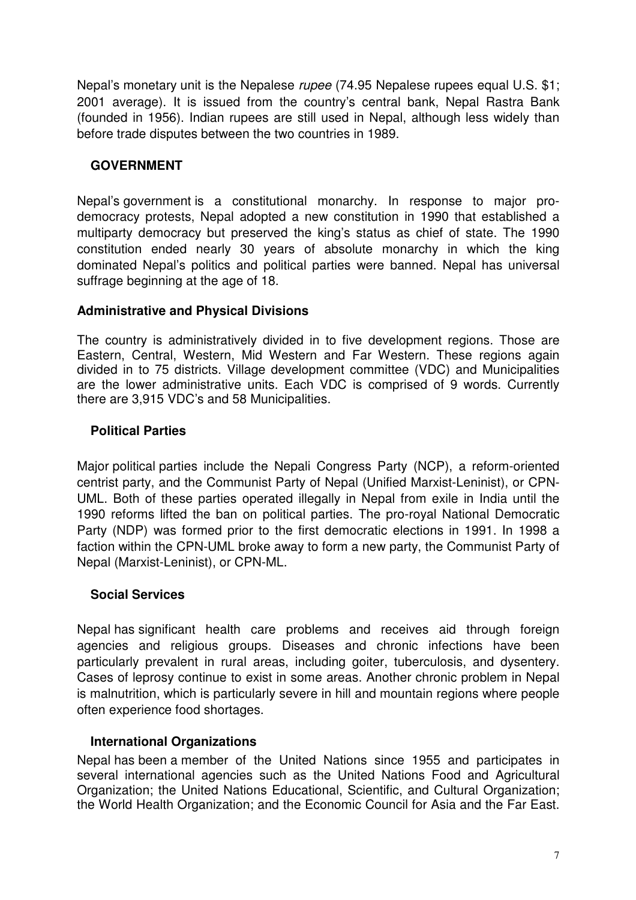Nepal's monetary unit is the Nepalese *rupee* (74.95 Nepalese rupees equal U.S. $1; 2001 average). It is issued from the country's central bank, Nepal Rastra Bank (founded in 1956). Indian rupees are still used in Nepal, although less widely than before trade disputes between the two countries in 1989.

## GOVERNMENT

Nepal's government is a constitutional monarchy. In response to major pro-democracy protests, Nepal adopted a new constitution in 1990 that established a multiparty democracy but preserved the king's status as chief of state. The 1990 constitution ended nearly 30 years of absolute monarchy in which the king dominated Nepal's politics and political parties were banned. Nepal has universal suffrage beginning at the age of 18.

### Administrative and Physical Divisions

The country is administratively divided in to five development regions. Those are Eastern, Central, Western, Mid Western and Far Western. These regions again divided in to 75 districts. Village development committee (VDC) and Municipalities are the lower administrative units. Each VDC is comprised of 9 words. Currently there are 3,915 VDC's and 58 Municipalities.

### Political Parties

Major political parties include the Nepali Congress Party (NCP), a reform-oriented centrist party, and the Communist Party of Nepal (Unified Marxist-Leninist), or CPN-UML. Both of these parties operated illegally in Nepal from exile in India until the 1990 reforms lifted the ban on political parties. The pro-royal National Democratic Party (NDP) was formed prior to the first democratic elections in 1991. In 1998 a faction within the CPN-UML broke away to form a new party, the Communist Party of Nepal (Marxist-Leninist), or CPN-ML.

### Social Services

Nepal has significant health care problems and receives aid through foreign agencies and religious groups. Diseases and chronic infections have been particularly prevalent in rural areas, including goiter, tuberculosis, and dysentery. Cases of leprosy continue to exist in some areas. Another chronic problem in Nepal is malnutrition, which is particularly severe in hill and mountain regions where people often experience food shortages.

### International Organizations

Nepal has been a member of the United Nations since 1955 and participates in several international agencies such as the United Nations Food and Agricultural Organization; the United Nations Educational, Scientific, and Cultural Organization; the World Health Organization; and the Economic Council for Asia and the Far East.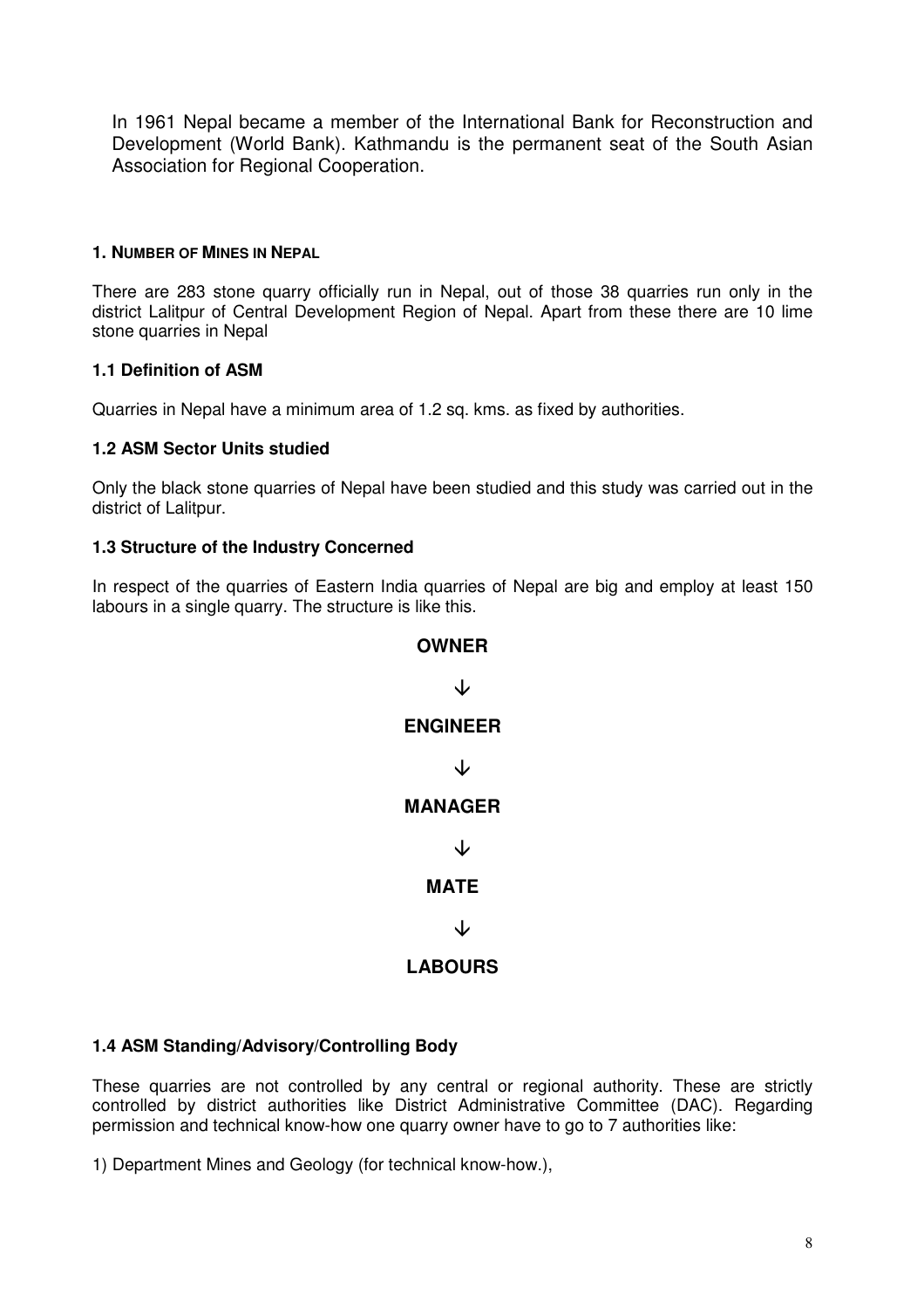In 1961 Nepal became a member of the International Bank for Reconstruction and Development (World Bank). Kathmandu is the permanent seat of the South Asian Association for Regional Cooperation.

## 1. NUMBER OF MINES IN NEPAL

There are 283 stone quarry officially run in Nepal, out of those 38 quarries run only in the district Lalitpur of Central Development Region of Nepal. Apart from these there are 10 lime stone quarries in Nepal

### 1.1 Definition of ASM

Quarries in Nepal have a minimum area of 1.2 sq. kms. as fixed by authorities.

### 1.2 ASM Sector Units studied

Only the black stone quarries of Nepal have been studied and this study was carried out in the district of Lalitpur.

### 1.3 Structure of the Industry Concerned

In respect of the quarries of Eastern India quarries of Nepal are big and employ at least 150 labours in a single quarry. The structure is like this.

**OWNER**

↓

**ENGINEER**

↓

**MANAGER**

↓

**MATE**

↓

**LABOURS**

### 1.4 ASM Standing/Advisory/Controlling Body

These quarries are not controlled by any central or regional authority. These are strictly controlled by district authorities like District Administrative Committee (DAC). Regarding permission and technical know-how one quarry owner have to go to 7 authorities like:

1) Department Mines and Geology (for technical know-how.),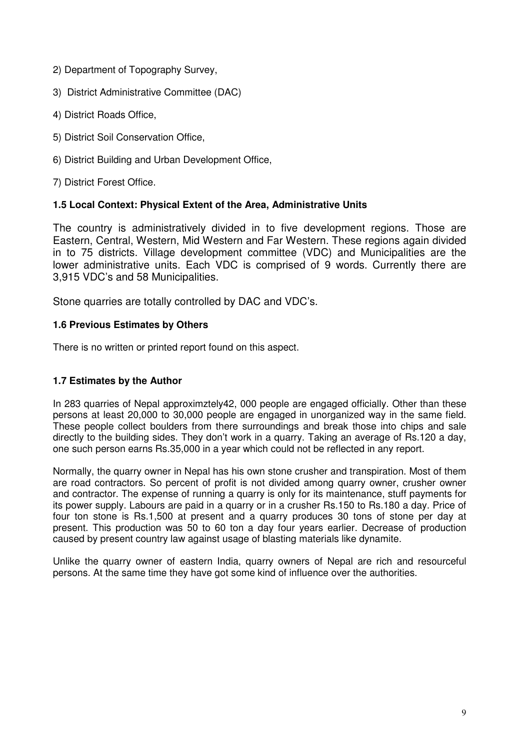2) Department of Topography Survey,

3) District Administrative Committee (DAC)

4) District Roads Office,

5) District Soil Conservation Office,

6) District Building and Urban Development Office,

7) District Forest Office.

**1.5 Local Context: Physical Extent of the Area, Administrative Units**

The country is administratively divided in to five development regions. Those are Eastern, Central, Western, Mid Western and Far Western. These regions again divided in to 75 districts. Village development committee (VDC) and Municipalities are the lower administrative units. Each VDC is comprised of 9 words. Currently there are 3,915 VDC's and 58 Municipalities.

Stone quarries are totally controlled by DAC and VDC's.

**1.6 Previous Estimates by Others**

There is no written or printed report found on this aspect.

**1.7 Estimates by the Author**

In 283 quarries of Nepal approximztely42, 000 people are engaged officially. Other than these persons at least 20,000 to 30,000 people are engaged in unorganized way in the same field. These people collect boulders from there surroundings and break those into chips and sale directly to the building sides. They don't work in a quarry. Taking an average of Rs.120 a day, one such person earns Rs.35,000 in a year which could not be reflected in any report.

Normally, the quarry owner in Nepal has his own stone crusher and transpiration. Most of them are road contractors. So percent of profit is not divided among quarry owner, crusher owner and contractor. The expense of running a quarry is only for its maintenance, stuff payments for its power supply. Labours are paid in a quarry or in a crusher Rs.150 to Rs.180 a day. Price of four ton stone is Rs.1,500 at present and a quarry produces 30 tons of stone per day at present. This production was 50 to 60 ton a day four years earlier. Decrease of production caused by present country law against usage of blasting materials like dynamite.

Unlike the quarry owner of eastern India, quarry owners of Nepal are rich and resourceful persons. At the same time they have got some kind of influence over the authorities.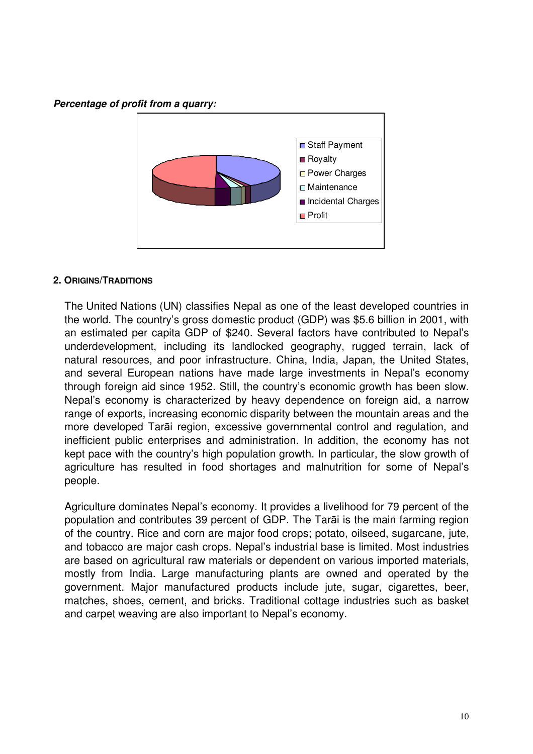***Percentage of profit from a quarry:***

Staff Payment
Royalty
Power Charges
Maintenance
Incidental Charges
Profit

### 2. Origins/Traditions

The United Nations (UN) classifies Nepal as one of the least developed countries in the world. The country's gross domestic product (GDP) was $5.6 billion in 2001, with an estimated per capita GDP of $240. Several factors have contributed to Nepal's underdevelopment, including its landlocked geography, rugged terrain, lack of natural resources, and poor infrastructure. China, India, Japan, the United States, and several European nations have made large investments in Nepal's economy through foreign aid since 1952. Still, the country's economic growth has been slow. Nepal's economy is characterized by heavy dependence on foreign aid, a narrow range of exports, increasing economic disparity between the mountain areas and the more developed Tarāi region, excessive governmental control and regulation, and inefficient public enterprises and administration. In addition, the economy has not kept pace with the country's high population growth. In particular, the slow growth of agriculture has resulted in food shortages and malnutrition for some of Nepal's people.

Agriculture dominates Nepal's economy. It provides a livelihood for 79 percent of the population and contributes 39 percent of GDP. The Tarāi is the main farming region of the country. Rice and corn are major food crops; potato, oilseed, sugarcane, jute, and tobacco are major cash crops. Nepal's industrial base is limited. Most industries are based on agricultural raw materials or dependent on various imported materials, mostly from India. Large manufacturing plants are owned and operated by the government. Major manufactured products include jute, sugar, cigarettes, beer, matches, shoes, cement, and bricks. Traditional cottage industries such as basket and carpet weaving are also important to Nepal's economy.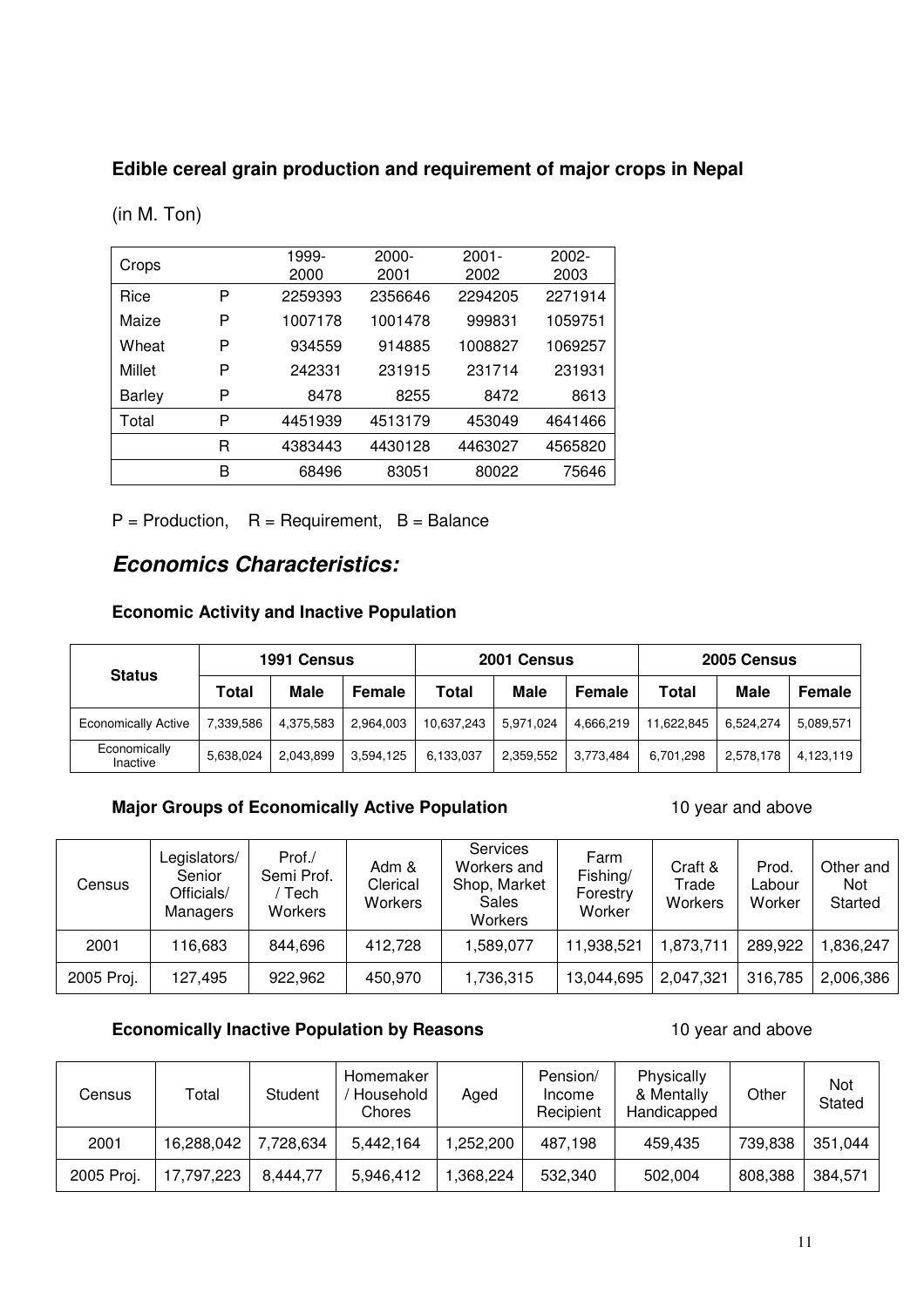### Edible cereal grain production and requirement of major crops in Nepal

(in M. Ton)

| Crops | | 1999-2000 | 2000-2001 | 2001-2002 | 2002-2003 |
|---|---|---|---|---|---|
| Rice | P | 2259393 | 2356646 | 2294205 | 2271914 |
| Maize | P | 1007178 | 1001478 | 999831 | 1059751 |
| Wheat | P | 934559 | 914885 | 1008827 | 1069257 |
| Millet | P | 242331 | 231915 | 231714 | 231931 |
| Barley | P | 8478 | 8255 | 8472 | 8613 |
| Total | P | 4451939 | 4513179 | 453049 | 4641466 |
| | R | 4383443 | 4430128 | 4463027 | 4565820 |
| | B | 68496 | 83051 | 80022 | 75646 |

P = Production, R = Requirement, B = Balance

## *Economics Characteristics:*

### Economic Activity and Inactive Population

| Status | 1991 Census | | | 2001 Census | | | 2005 Census | | |
|---|---|---|---|---|---|---|---|---|---|
| | Total | Male | Female | Total | Male | Female | Total | Male | Female |
| Economically Active | 7,339,586 | 4,375,583 | 2,964,003 | 10,637,243 | 5,971,024 | 4,666,219 | 11,622,845 | 6,524,274 | 5,089,571 |
| Economically Inactive | 5,638,024 | 2,043,899 | 3,594,125 | 6,133,037 | 2,359,552 | 3,773,484 | 6,701,298 | 2,578,178 | 4,123,119 |

### Major Groups of Economically Active Population

10 year and above

| Census | Legislators/ Senior Officials/ Managers | Prof./ Semi Prof. / Tech Workers | Adm & Clerical Workers | Services Workers and Shop, Market Sales Workers | Farm Fishing/ Forestry Worker | Craft & Trade Workers | Prod. Labour Worker | Other and Not Started |
|---|---|---|---|---|---|---|---|---|
| 2001 | 116,683 | 844,696 | 412,728 | 1,589,077 | 11,938,521 | 1,873,711 | 289,922 | 1,836,247 |
| 2005 Proj. | 127,495 | 922,962 | 450,970 | 1,736,315 | 13,044,695 | 2,047,321 | 316,785 | 2,006,386 |

### Economically Inactive Population by Reasons

10 year and above

| Census | Total | Student | Homemaker / Household Chores | Aged | Pension/ Income Recipient | Physically & Mentally Handicapped | Other | Not Stated |
|---|---|---|---|---|---|---|---|---|
| 2001 | 16,288,042 | 7,728,634 | 5,442,164 | 1,252,200 | 487,198 | 459,435 | 739,838 | 351,044 |
| 2005 Proj. | 17,797,223 | 8,444,77 | 5,946,412 | 1,368,224 | 532,340 | 502,004 | 808,388 | 384,571 |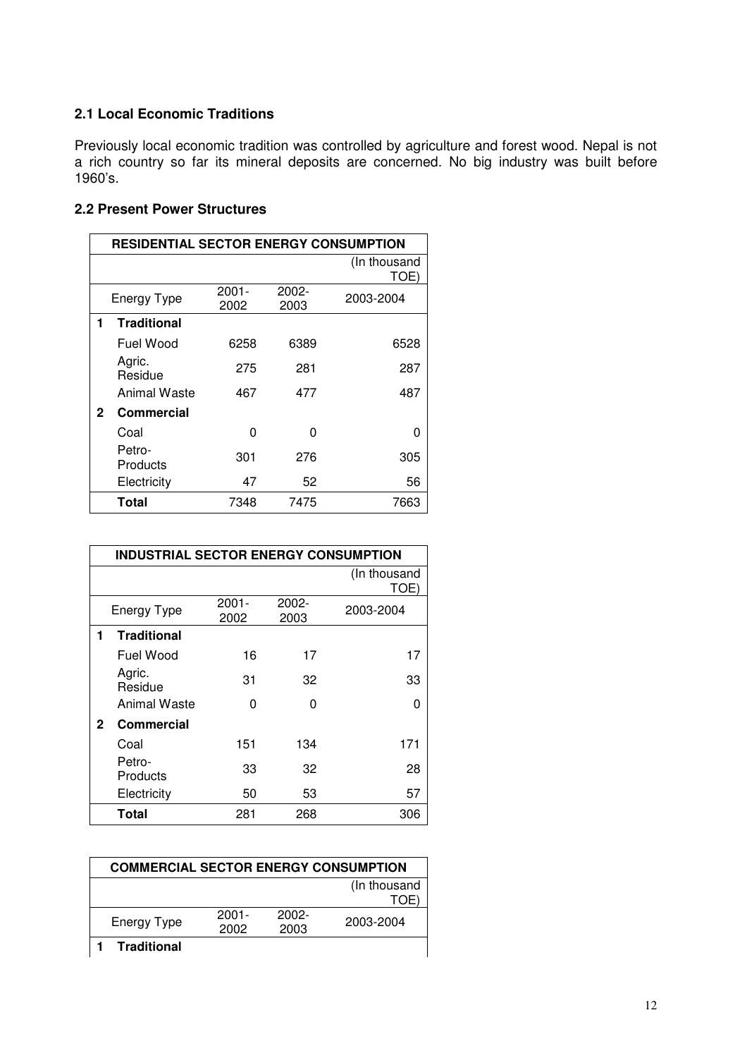### 2.1 Local Economic Traditions

Previously local economic tradition was controlled by agriculture and forest wood. Nepal is not a rich country so far its mineral deposits are concerned. No big industry was built before 1960's.

### 2.2 Present Power Structures

| | **RESIDENTIAL SECTOR ENERGY CONSUMPTION** | | | |
|---|---|---|---|---|
| | | | | (In thousand TOE) |
| | Energy Type | 2001-2002 | 2002-2003 | 2003-2004 |
| **1** | **Traditional** | | | |
| | Fuel Wood | 6258 | 6389 | 6528 |
| | Agric. Residue | 275 | 281 | 287 |
| | Animal Waste | 467 | 477 | 487 |
| **2** | **Commercial** | | | |
| | Coal | 0 | 0 | 0 |
| | Petro-Products | 301 | 276 | 305 |
| | Electricity | 47 | 52 | 56 |
| | **Total** | 7348 | 7475 | 7663 |

| | **INDUSTRIAL SECTOR ENERGY CONSUMPTION** | | | |
|---|---|---|---|---|
| | | | | (In thousand TOE) |
| | Energy Type | 2001-2002 | 2002-2003 | 2003-2004 |
| **1** | **Traditional** | | | |
| | Fuel Wood | 16 | 17 | 17 |
| | Agric. Residue | 31 | 32 | 33 |
| | Animal Waste | 0 | 0 | 0 |
| **2** | **Commercial** | | | |
| | Coal | 151 | 134 | 171 |
| | Petro-Products | 33 | 32 | 28 |
| | Electricity | 50 | 53 | 57 |
| | **Total** | 281 | 268 | 306 |

| | **COMMERCIAL SECTOR ENERGY CONSUMPTION** | | | |
|---|---|---|---|---|
| | | | | (In thousand TOE) |
| | Energy Type | 2001-2002 | 2002-2003 | 2003-2004 |
| **1** | **Traditional** | | | |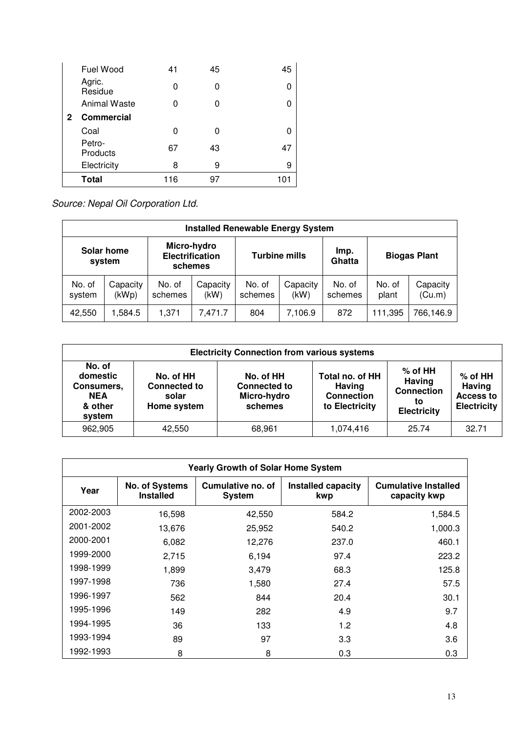| | | | | |
|---|---|---|---|---|
| | Fuel Wood | 41 | 45 | 45 |
| | Agric. Residue | 0 | 0 | 0 |
| | Animal Waste | 0 | 0 | 0 |
| **2** | **Commercial** | | | |
| | Coal | 0 | 0 | 0 |
| | Petro-Products | 67 | 43 | 47 |
| | Electricity | 8 | 9 | 9 |
| | **Total** | 116 | 97 | 101 |

*Source: Nepal Oil Corporation Ltd.*

| **Installed Renewable Energy System** | | | | | | | | |
|---|---|---|---|---|---|---|---|---|
| **Solar home system** | | **Micro-hydro Electrification schemes** | | **Turbine mills** | | **Imp. Ghatta** | **Biogas Plant** | |
| No. of system | Capacity (kWp) | No. of schemes | Capacity (kW) | No. of schemes | Capacity (kW) | No. of schemes | No. of plant | Capacity (Cu.m) |
| 42,550 | 1,584.5 | 1,371 | 7,471.7 | 804 | 7,106.9 | 872 | 111,395 | 766,146.9 |

| **Electricity Connection from various systems** | | | | | |
|---|---|---|---|---|---|
| **No. of domestic Consumers, NEA & other system** | **No. of HH Connected to solar Home system** | **No. of HH Connected to Micro-hydro schemes** | **Total no. of HH Having Connection to Electricity** | **% of HH Having Connection to Electricity** | **% of HH Having Access to Electricity** |
| 962,905 | 42,550 | 68,961 | 1,074,416 | 25.74 | 32.71 |

| **Yearly Growth of Solar Home System** | | | | |
|---|---|---|---|---|
| **Year** | **No. of Systems Installed** | **Cumulative no. of System** | **Installed capacity kwp** | **Cumulative Installed capacity kwp** |
| 2002-2003 | 16,598 | 42,550 | 584.2 | 1,584.5 |
| 2001-2002 | 13,676 | 25,952 | 540.2 | 1,000.3 |
| 2000-2001 | 6,082 | 12,276 | 237.0 | 460.1 |
| 1999-2000 | 2,715 | 6,194 | 97.4 | 223.2 |
| 1998-1999 | 1,899 | 3,479 | 68.3 | 125.8 |
| 1997-1998 | 736 | 1,580 | 27.4 | 57.5 |
| 1996-1997 | 562 | 844 | 20.4 | 30.1 |
| 1995-1996 | 149 | 282 | 4.9 | 9.7 |
| 1994-1995 | 36 | 133 | 1.2 | 4.8 |
| 1993-1994 | 89 | 97 | 3.3 | 3.6 |
| 1992-1993 | 8 | 8 | 0.3 | 0.3 |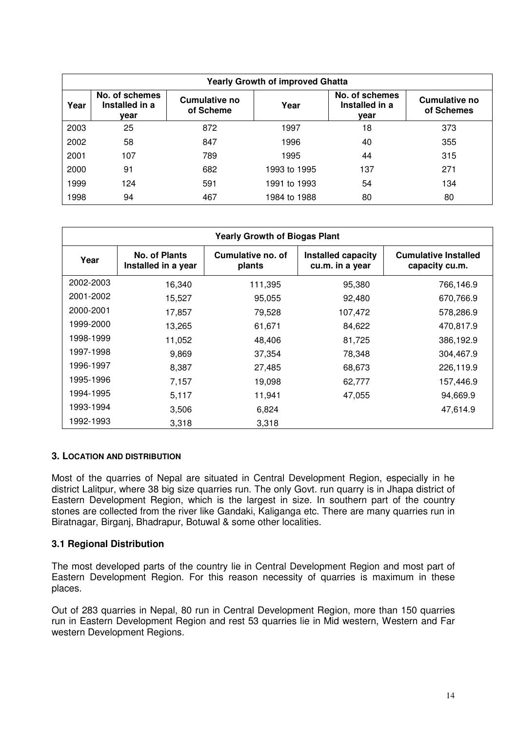| Yearly Growth of improved Ghatta | | | | | |
|---|---|---|---|---|---|
| Year | No. of schemes Installed in a year | Cumulative no of Scheme | Year | No. of schemes Installed in a year | Cumulative no of Schemes |
| 2003 | 25 | 872 | 1997 | 18 | 373 |
| 2002 | 58 | 847 | 1996 | 40 | 355 |
| 2001 | 107 | 789 | 1995 | 44 | 315 |
| 2000 | 91 | 682 | 1993 to 1995 | 137 | 271 |
| 1999 | 124 | 591 | 1991 to 1993 | 54 | 134 |
| 1998 | 94 | 467 | 1984 to 1988 | 80 | 80 |

| Yearly Growth of Biogas Plant | | | | |
|---|---|---|---|---|
| Year | No. of Plants Installed in a year | Cumulative no. of plants | Installed capacity cu.m. in a year | Cumulative Installed capacity cu.m. |
| 2002-2003 | 16,340 | 111,395 | 95,380 | 766,146.9 |
| 2001-2002 | 15,527 | 95,055 | 92,480 | 670,766.9 |
| 2000-2001 | 17,857 | 79,528 | 107,472 | 578,286.9 |
| 1999-2000 | 13,265 | 61,671 | 84,622 | 470,817.9 |
| 1998-1999 | 11,052 | 48,406 | 81,725 | 386,192.9 |
| 1997-1998 | 9,869 | 37,354 | 78,348 | 304,467.9 |
| 1996-1997 | 8,387 | 27,485 | 68,673 | 226,119.9 |
| 1995-1996 | 7,157 | 19,098 | 62,777 | 157,446.9 |
| 1994-1995 | 5,117 | 11,941 | 47,055 | 94,669.9 |
| 1993-1994 | 3,506 | 6,824 | | 47,614.9 |
| 1992-1993 | 3,318 | 3,318 | | |

### 3. Location and Distribution

Most of the quarries of Nepal are situated in Central Development Region, especially in he district Lalitpur, where 38 big size quarries run. The only Govt. run quarry is in Jhapa district of Eastern Development Region, which is the largest in size. In southern part of the country stones are collected from the river like Gandaki, Kaliganga etc. There are many quarries run in Biratnagar, Birganj, Bhadrapur, Botuwal & some other localities.

### 3.1 Regional Distribution

The most developed parts of the country lie in Central Development Region and most part of Eastern Development Region. For this reason necessity of quarries is maximum in these places.

Out of 283 quarries in Nepal, 80 run in Central Development Region, more than 150 quarries run in Eastern Development Region and rest 53 quarries lie in Mid western, Western and Far western Development Regions.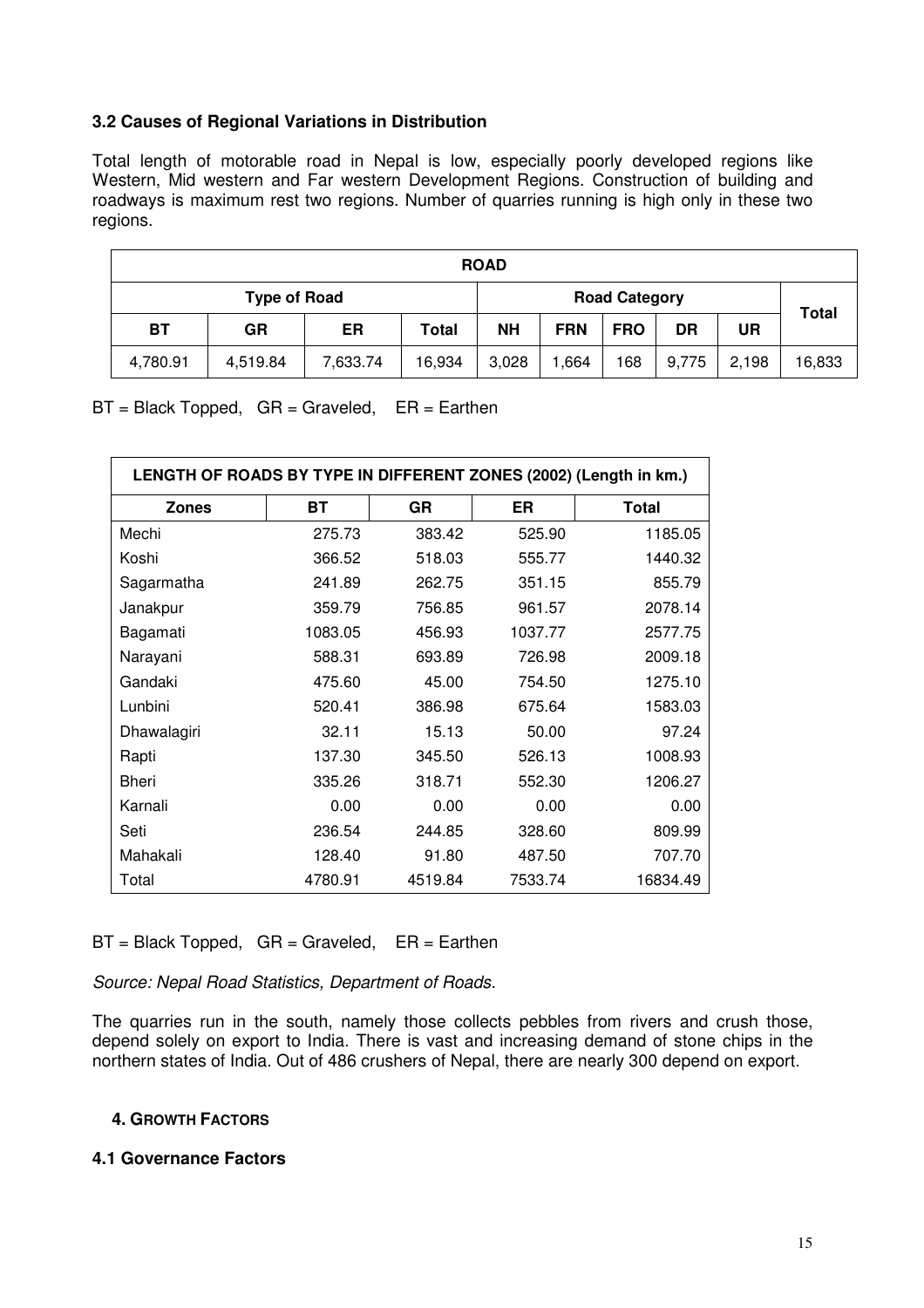### 3.2 Causes of Regional Variations in Distribution

Total length of motorable road in Nepal is low, especially poorly developed regions like Western, Mid western and Far western Development Regions. Construction of building and roadways is maximum rest two regions. Number of quarries running is high only in these two regions.

| ROAD | | | | | | | | | |
|---|---|---|---|---|---|---|---|---|---|
| Type of Road | | | | Road Category | | | | | Total |
| BT | GR | ER | Total | NH | FRN | FRO | DR | UR | |
| 4,780.91 | 4,519.84 | 7,633.74 | 16,934 | 3,028 | 1,664 | 168 | 9,775 | 2,198 | 16,833 |

BT = Black Topped, GR = Graveled, ER = Earthen

| LENGTH OF ROADS BY TYPE IN DIFFERENT ZONES (2002) (Length in km.) | | | | |
|---|---|---|---|---|
| Zones | BT | GR | ER | Total |
| Mechi | 275.73 | 383.42 | 525.90 | 1185.05 |
| Koshi | 366.52 | 518.03 | 555.77 | 1440.32 |
| Sagarmatha | 241.89 | 262.75 | 351.15 | 855.79 |
| Janakpur | 359.79 | 756.85 | 961.57 | 2078.14 |
| Bagamati | 1083.05 | 456.93 | 1037.77 | 2577.75 |
| Narayani | 588.31 | 693.89 | 726.98 | 2009.18 |
| Gandaki | 475.60 | 45.00 | 754.50 | 1275.10 |
| Lunbini | 520.41 | 386.98 | 675.64 | 1583.03 |
| Dhawalagiri | 32.11 | 15.13 | 50.00 | 97.24 |
| Rapti | 137.30 | 345.50 | 526.13 | 1008.93 |
| Bheri | 335.26 | 318.71 | 552.30 | 1206.27 |
| Karnali | 0.00 | 0.00 | 0.00 | 0.00 |
| Seti | 236.54 | 244.85 | 328.60 | 809.99 |
| Mahakali | 128.40 | 91.80 | 487.50 | 707.70 |
| Total | 4780.91 | 4519.84 | 7533.74 | 16834.49 |

BT = Black Topped, GR = Graveled, ER = Earthen

*Source: Nepal Road Statistics, Department of Roads.*

The quarries run in the south, namely those collects pebbles from rivers and crush those, depend solely on export to India. There is vast and increasing demand of stone chips in the northern states of India. Out of 486 crushers of Nepal, there are nearly 300 depend on export.

## 4. GROWTH FACTORS

### 4.1 Governance Factors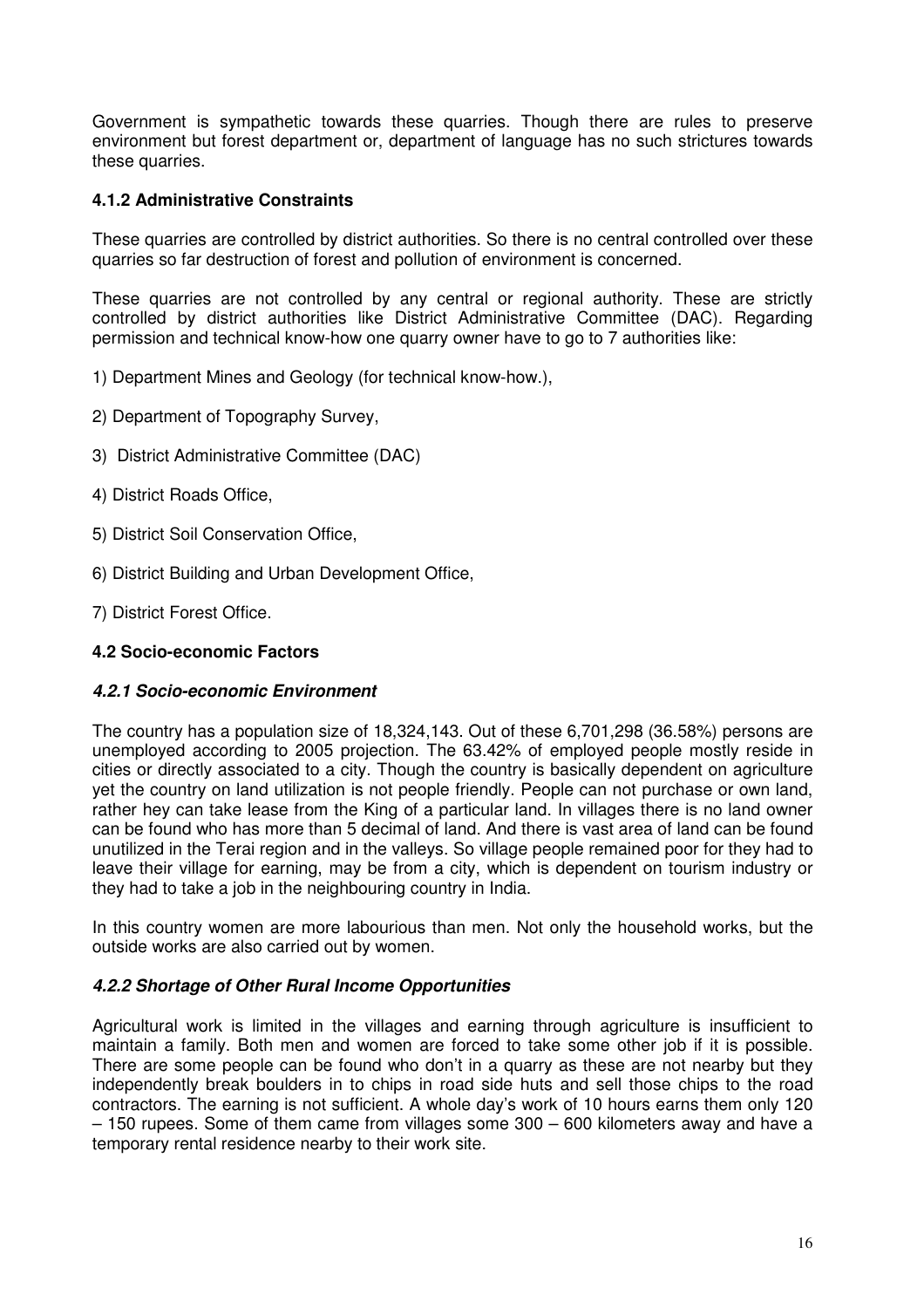Government is sympathetic towards these quarries. Though there are rules to preserve environment but forest department or, department of language has no such strictures towards these quarries.

### 4.1.2 Administrative Constraints

These quarries are controlled by district authorities. So there is no central controlled over these quarries so far destruction of forest and pollution of environment is concerned.

These quarries are not controlled by any central or regional authority. These are strictly controlled by district authorities like District Administrative Committee (DAC). Regarding permission and technical know-how one quarry owner have to go to 7 authorities like:

1) Department Mines and Geology (for technical know-how.),

2) Department of Topography Survey,

3) District Administrative Committee (DAC)

4) District Roads Office,

5) District Soil Conservation Office,

6) District Building and Urban Development Office,

7) District Forest Office.

### 4.2 Socio-economic Factors

#### *4.2.1 Socio-economic Environment*

The country has a population size of 18,324,143. Out of these 6,701,298 (36.58%) persons are unemployed according to 2005 projection. The 63.42% of employed people mostly reside in cities or directly associated to a city. Though the country is basically dependent on agriculture yet the country on land utilization is not people friendly. People can not purchase or own land, rather hey can take lease from the King of a particular land. In villages there is no land owner can be found who has more than 5 decimal of land. And there is vast area of land can be found unutilized in the Terai region and in the valleys. So village people remained poor for they had to leave their village for earning, may be from a city, which is dependent on tourism industry or they had to take a job in the neighbouring country in India.

In this country women are more labourious than men. Not only the household works, but the outside works are also carried out by women.

#### *4.2.2 Shortage of Other Rural Income Opportunities*

Agricultural work is limited in the villages and earning through agriculture is insufficient to maintain a family. Both men and women are forced to take some other job if it is possible. There are some people can be found who don't in a quarry as these are not nearby but they independently break boulders in to chips in road side huts and sell those chips to the road contractors. The earning is not sufficient. A whole day's work of 10 hours earns them only 120 – 150 rupees. Some of them came from villages some 300 – 600 kilometers away and have a temporary rental residence nearby to their work site.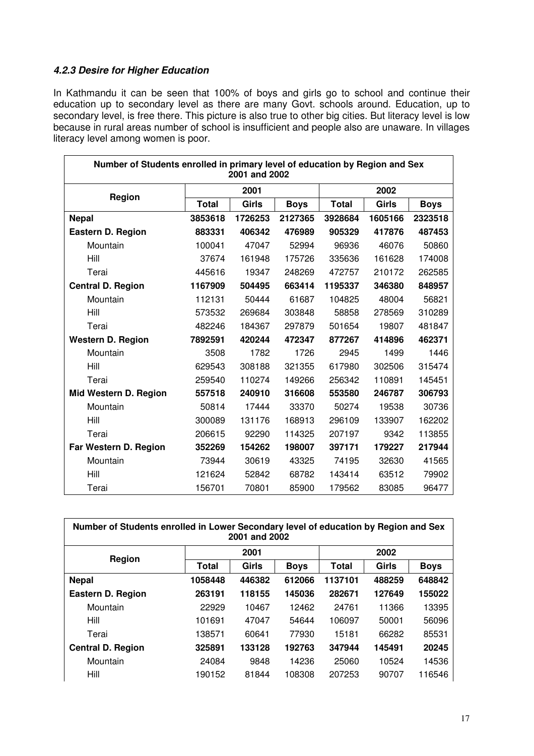#### *4.2.3 Desire for Higher Education*

In Kathmandu it can be seen that 100% of boys and girls go to school and continue their education up to secondary level as there are many Govt. schools around. Education, up to secondary level, is free there. This picture is also true to other big cities. But literacy level is low because in rural areas number of school is insufficient and people also are unaware. In villages literacy level among women is poor.

| **Number of Students enrolled in primary level of education by Region and Sex 2001 and 2002** | | | | | | |
|---|---|---|---|---|---|---|
| **Region** | **2001** | | | **2002** | | |
| | **Total** | **Girls** | **Boys** | **Total** | **Girls** | **Boys** |
| **Nepal** | **3853618** | **1726253** | **2127365** | **3928684** | **1605166** | **2323518** |
| **Eastern D. Region** | **883331** | **406342** | **476989** | **905329** | **417876** | **487453** |
| Mountain | 100041 | 47047 | 52994 | 96936 | 46076 | 50860 |
| Hill | 37674 | 161948 | 175726 | 335636 | 161628 | 174008 |
| Terai | 445616 | 19347 | 248269 | 472757 | 210172 | 262585 |
| **Central D. Region** | **1167909** | **504495** | **663414** | **1195337** | **346380** | **848957** |
| Mountain | 112131 | 50444 | 61687 | 104825 | 48004 | 56821 |
| Hill | 573532 | 269684 | 303848 | 58858 | 278569 | 310289 |
| Terai | 482246 | 184367 | 297879 | 501654 | 19807 | 481847 |
| **Western D. Region** | **7892591** | **420244** | **472347** | **877267** | **414896** | **462371** |
| Mountain | 3508 | 1782 | 1726 | 2945 | 1499 | 1446 |
| Hill | 629543 | 308188 | 321355 | 617980 | 302506 | 315474 |
| Terai | 259540 | 110274 | 149266 | 256342 | 110891 | 145451 |
| **Mid Western D. Region** | **557518** | **240910** | **316608** | **553580** | **246787** | **306793** |
| Mountain | 50814 | 17444 | 33370 | 50274 | 19538 | 30736 |
| Hill | 300089 | 131176 | 168913 | 296109 | 133907 | 162202 |
| Terai | 206615 | 92290 | 114325 | 207197 | 9342 | 113855 |
| **Far Western D. Region** | **352269** | **154262** | **198007** | **397171** | **179227** | **217944** |
| Mountain | 73944 | 30619 | 43325 | 74195 | 32630 | 41565 |
| Hill | 121624 | 52842 | 68782 | 143414 | 63512 | 79902 |
| Terai | 156701 | 70801 | 85900 | 179562 | 83085 | 96477 |

| **Number of Students enrolled in Lower Secondary level of education by Region and Sex 2001 and 2002** | | | | | | |
|---|---|---|---|---|---|---|
| **Region** | **2001** | | | **2002** | | |
| | **Total** | **Girls** | **Boys** | **Total** | **Girls** | **Boys** |
| **Nepal** | **1058448** | **446382** | **612066** | **1137101** | **488259** | **648842** |
| **Eastern D. Region** | **263191** | **118155** | **145036** | **282671** | **127649** | **155022** |
| Mountain | 22929 | 10467 | 12462 | 24761 | 11366 | 13395 |
| Hill | 101691 | 47047 | 54644 | 106097 | 50001 | 56096 |
| Terai | 138571 | 60641 | 77930 | 15181 | 66282 | 85531 |
| **Central D. Region** | **325891** | **133128** | **192763** | **347944** | **145491** | **20245** |
| Mountain | 24084 | 9848 | 14236 | 25060 | 10524 | 14536 |
| Hill | 190152 | 81844 | 108308 | 207253 | 90707 | 116546 |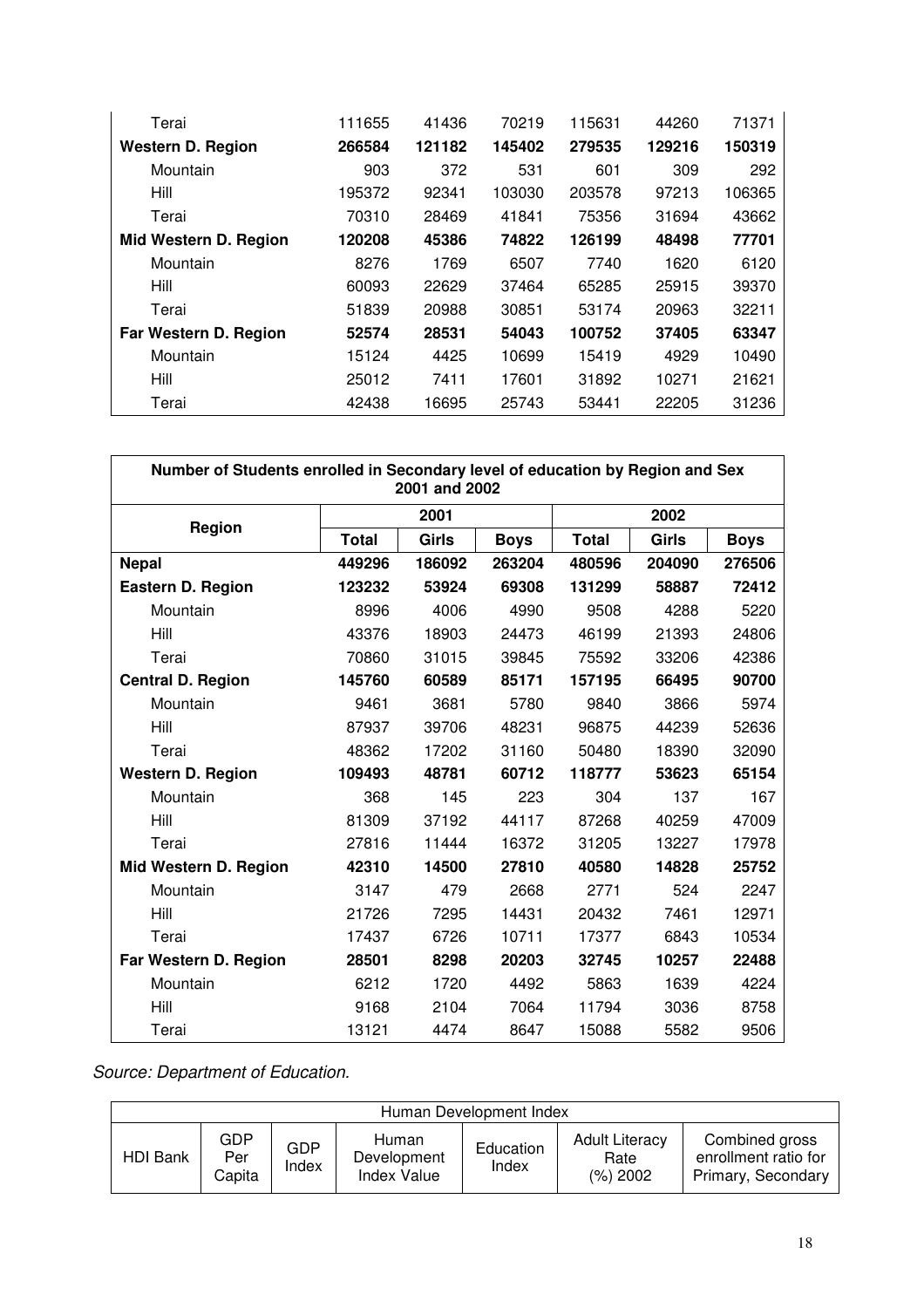| | | | | | | |
|---|---|---|---|---|---|---|
| Terai | 111655 | 41436 | 70219 | 115631 | 44260 | 71371 |
| **Western D. Region** | **266584** | **121182** | **145402** | **279535** | **129216** | **150319** |
| Mountain | 903 | 372 | 531 | 601 | 309 | 292 |
| Hill | 195372 | 92341 | 103030 | 203578 | 97213 | 106365 |
| Terai | 70310 | 28469 | 41841 | 75356 | 31694 | 43662 |
| **Mid Western D. Region** | **120208** | **45386** | **74822** | **126199** | **48498** | **77701** |
| Mountain | 8276 | 1769 | 6507 | 7740 | 1620 | 6120 |
| Hill | 60093 | 22629 | 37464 | 65285 | 25915 | 39370 |
| Terai | 51839 | 20988 | 30851 | 53174 | 20963 | 32211 |
| **Far Western D. Region** | **52574** | **28531** | **54043** | **100752** | **37405** | **63347** |
| Mountain | 15124 | 4425 | 10699 | 15419 | 4929 | 10490 |
| Hill | 25012 | 7411 | 17601 | 31892 | 10271 | 21621 |
| Terai | 42438 | 16695 | 25743 | 53441 | 22205 | 31236 |

**Number of Students enrolled in Secondary level of education by Region and Sex 2001 and 2002**

| Region | 2001 | | | 2002 | | |
|---|---|---|---|---|---|---|
| | **Total** | **Girls** | **Boys** | **Total** | **Girls** | **Boys** |
| **Nepal** | **449296** | **186092** | **263204** | **480596** | **204090** | **276506** |
| **Eastern D. Region** | **123232** | **53924** | **69308** | **131299** | **58887** | **72412** |
| Mountain | 8996 | 4006 | 4990 | 9508 | 4288 | 5220 |
| Hill | 43376 | 18903 | 24473 | 46199 | 21393 | 24806 |
| Terai | 70860 | 31015 | 39845 | 75592 | 33206 | 42386 |
| **Central D. Region** | **145760** | **60589** | **85171** | **157195** | **66495** | **90700** |
| Mountain | 9461 | 3681 | 5780 | 9840 | 3866 | 5974 |
| Hill | 87937 | 39706 | 48231 | 96875 | 44239 | 52636 |
| Terai | 48362 | 17202 | 31160 | 50480 | 18390 | 32090 |
| **Western D. Region** | **109493** | **48781** | **60712** | **118777** | **53623** | **65154** |
| Mountain | 368 | 145 | 223 | 304 | 137 | 167 |
| Hill | 81309 | 37192 | 44117 | 87268 | 40259 | 47009 |
| Terai | 27816 | 11444 | 16372 | 31205 | 13227 | 17978 |
| **Mid Western D. Region** | **42310** | **14500** | **27810** | **40580** | **14828** | **25752** |
| Mountain | 3147 | 479 | 2668 | 2771 | 524 | 2247 |
| Hill | 21726 | 7295 | 14431 | 20432 | 7461 | 12971 |
| Terai | 17437 | 6726 | 10711 | 17377 | 6843 | 10534 |
| **Far Western D. Region** | **28501** | **8298** | **20203** | **32745** | **10257** | **22488** |
| Mountain | 6212 | 1720 | 4492 | 5863 | 1639 | 4224 |
| Hill | 9168 | 2104 | 7064 | 11794 | 3036 | 8758 |
| Terai | 13121 | 4474 | 8647 | 15088 | 5582 | 9506 |

*Source: Department of Education.*

| Human Development Index | | | | | | |
|---|---|---|---|---|---|---|
| HDI Bank | GDP Per Capita | GDP Index | Human Development Index Value | Education Index | Adult Literacy Rate (%) 2002 | Combined gross enrollment ratio for Primary, Secondary |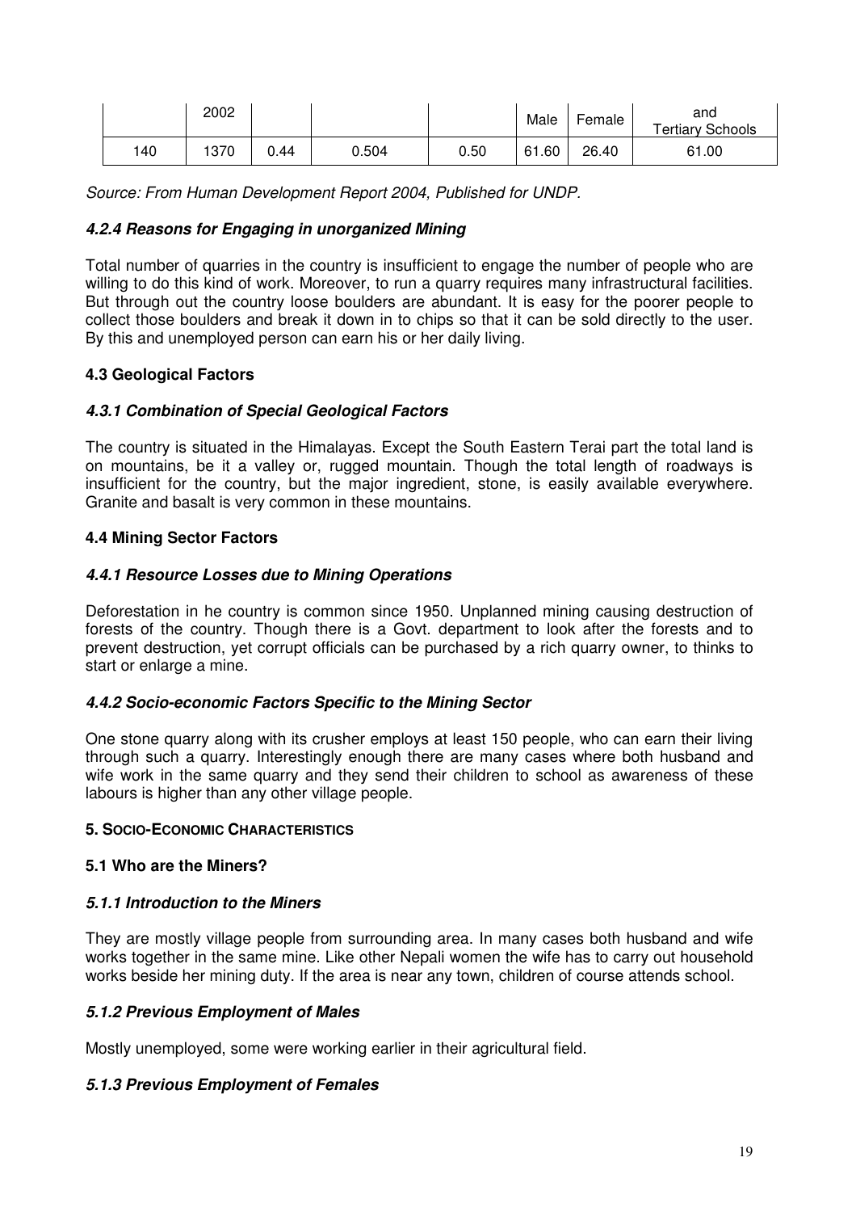|  | 2002 |  |  |  | Male | Female | and Tertiary Schools |
|---|---|---|---|---|---|---|---|
| 140 | 1370 | 0.44 | 0.504 | 0.50 | 61.60 | 26.40 | 61.00 |

*Source: From Human Development Report 2004, Published for UNDP.*

#### *4.2.4 Reasons for Engaging in unorganized Mining*

Total number of quarries in the country is insufficient to engage the number of people who are willing to do this kind of work. Moreover, to run a quarry requires many infrastructural facilities. But through out the country loose boulders are abundant. It is easy for the poorer people to collect those boulders and break it down in to chips so that it can be sold directly to the user. By this and unemployed person can earn his or her daily living.

### 4.3 Geological Factors

#### *4.3.1 Combination of Special Geological Factors*

The country is situated in the Himalayas. Except the South Eastern Terai part the total land is on mountains, be it a valley or, rugged mountain. Though the total length of roadways is insufficient for the country, but the major ingredient, stone, is easily available everywhere. Granite and basalt is very common in these mountains.

### 4.4 Mining Sector Factors

#### *4.4.1 Resource Losses due to Mining Operations*

Deforestation in he country is common since 1950. Unplanned mining causing destruction of forests of the country. Though there is a Govt. department to look after the forests and to prevent destruction, yet corrupt officials can be purchased by a rich quarry owner, to thinks to start or enlarge a mine.

#### *4.4.2 Socio-economic Factors Specific to the Mining Sector*

One stone quarry along with its crusher employs at least 150 people, who can earn their living through such a quarry. Interestingly enough there are many cases where both husband and wife work in the same quarry and they send their children to school as awareness of these labours is higher than any other village people.

## 5. SOCIO-ECONOMIC CHARACTERISTICS

### 5.1 Who are the Miners?

#### *5.1.1 Introduction to the Miners*

They are mostly village people from surrounding area. In many cases both husband and wife works together in the same mine. Like other Nepali women the wife has to carry out household works beside her mining duty. If the area is near any town, children of course attends school.

#### *5.1.2 Previous Employment of Males*

Mostly unemployed, some were working earlier in their agricultural field.

#### *5.1.3 Previous Employment of Females*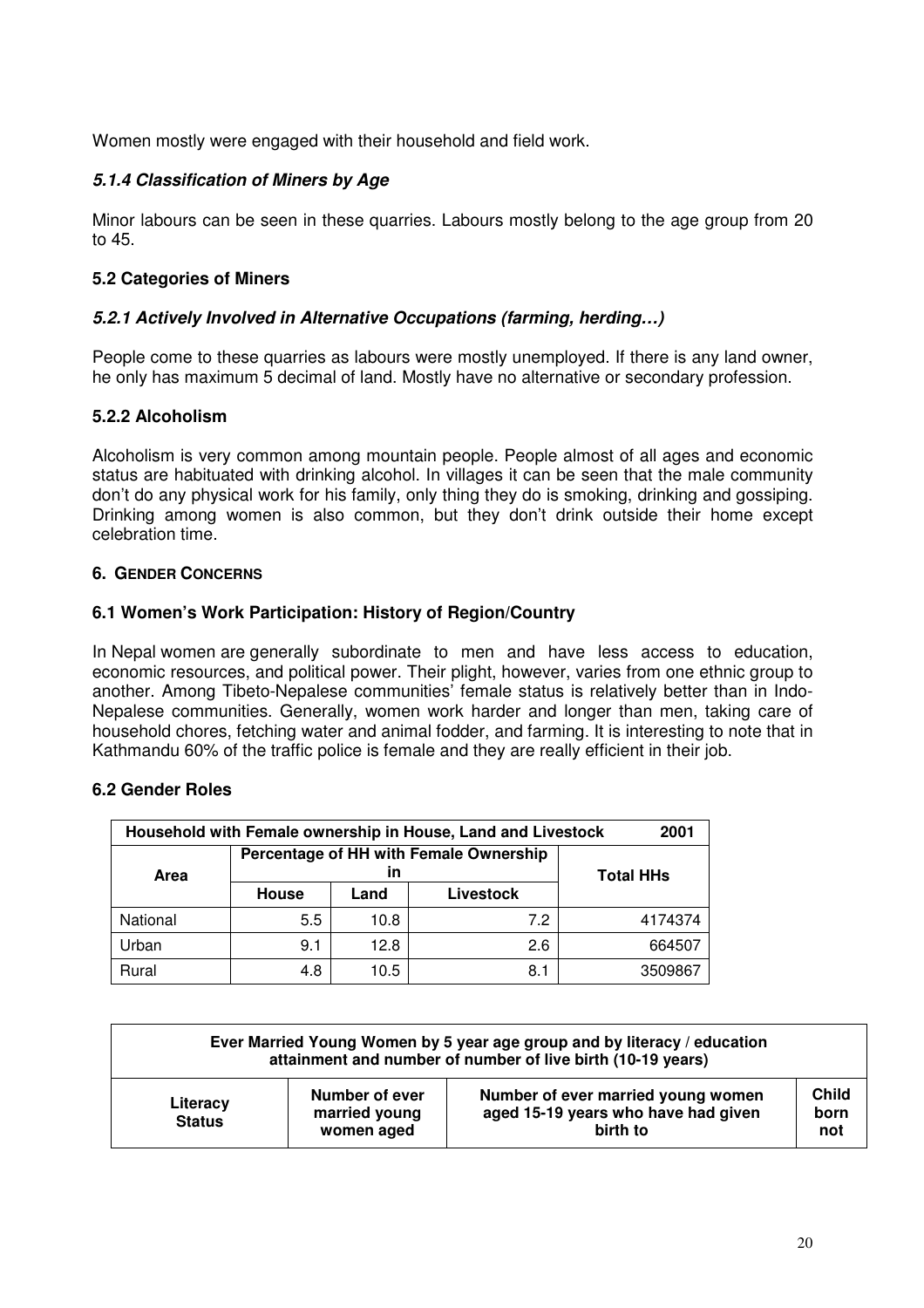Women mostly were engaged with their household and field work.

### *5.1.4 Classification of Miners by Age*

Minor labours can be seen in these quarries. Labours mostly belong to the age group from 20 to 45.

## 5.2 Categories of Miners

### *5.2.1 Actively Involved in Alternative Occupations (farming, herding…)*

People come to these quarries as labours were mostly unemployed. If there is any land owner, he only has maximum 5 decimal of land. Mostly have no alternative or secondary profession.

### 5.2.2 Alcoholism

Alcoholism is very common among mountain people. People almost of all ages and economic status are habituated with drinking alcohol. In villages it can be seen that the male community don't do any physical work for his family, only thing they do is smoking, drinking and gossiping. Drinking among women is also common, but they don't drink outside their home except celebration time.

# 6. GENDER CONCERNS

## 6.1 Women's Work Participation: History of Region/Country

In Nepal women are generally subordinate to men and have less access to education, economic resources, and political power. Their plight, however, varies from one ethnic group to another. Among Tibeto-Nepalese communities' female status is relatively better than in Indo-Nepalese communities. Generally, women work harder and longer than men, taking care of household chores, fetching water and animal fodder, and farming. It is interesting to note that in Kathmandu 60% of the traffic police is female and they are really efficient in their job.

## 6.2 Gender Roles

| Household with Female ownership in House, Land and Livestock | | | | 2001 |
|---|---|---|---|---|
| Area | Percentage of HH with Female Ownership in | | | Total HHs |
| | House | Land | Livestock | |
| National | 5.5 | 10.8 | 7.2 | 4174374 |
| Urban | 9.1 | 12.8 | 2.6 | 664507 |
| Rural | 4.8 | 10.5 | 8.1 | 3509867 |

| Ever Married Young Women by 5 year age group and by literacy / education attainment and number of number of live birth (10-19 years) | | | |
|---|---|---|---|
| Literacy Status | Number of ever married young women aged | Number of ever married young women aged 15-19 years who have had given birth to | Child born not |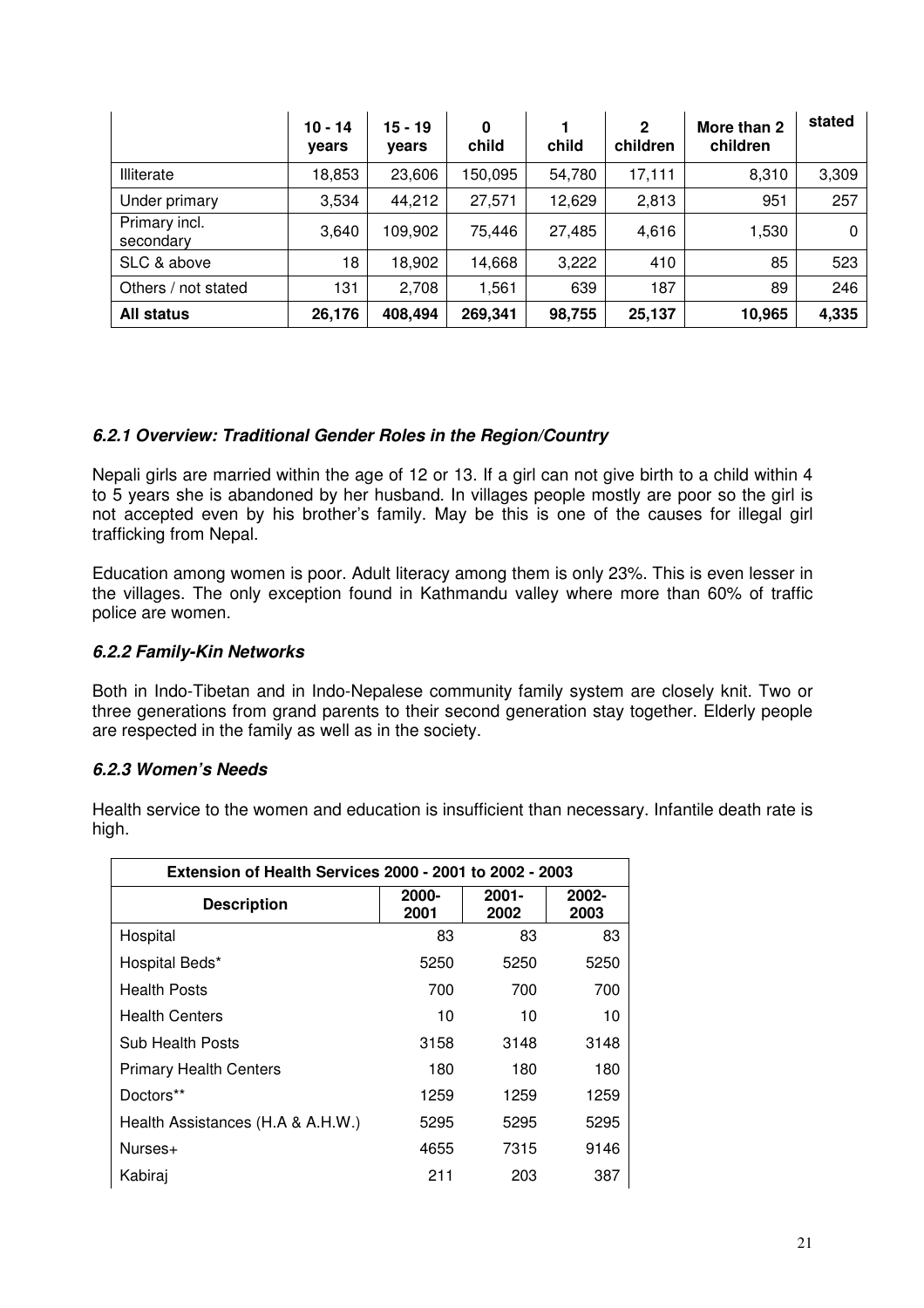| | 10 - 14 years | 15 - 19 years | 0 child | 1 child | 2 children | More than 2 children | stated |
|---|---|---|---|---|---|---|---|
| Illiterate | 18,853 | 23,606 | 150,095 | 54,780 | 17,111 | 8,310 | 3,309 |
| Under primary | 3,534 | 44,212 | 27,571 | 12,629 | 2,813 | 951 | 257 |
| Primary incl. secondary | 3,640 | 109,902 | 75,446 | 27,485 | 4,616 | 1,530 | 0 |
| SLC & above | 18 | 18,902 | 14,668 | 3,222 | 410 | 85 | 523 |
| Others / not stated | 131 | 2,708 | 1,561 | 639 | 187 | 89 | 246 |
| **All status** | **26,176** | **408,494** | **269,341** | **98,755** | **25,137** | **10,965** | **4,335** |

### *6.2.1 Overview: Traditional Gender Roles in the Region/Country*

Nepali girls are married within the age of 12 or 13. If a girl can not give birth to a child within 4 to 5 years she is abandoned by her husband. In villages people mostly are poor so the girl is not accepted even by his brother's family. May be this is one of the causes for illegal girl trafficking from Nepal.

Education among women is poor. Adult literacy among them is only 23%. This is even lesser in the villages. The only exception found in Kathmandu valley where more than 60% of traffic police are women.

### *6.2.2 Family-Kin Networks*

Both in Indo-Tibetan and in Indo-Nepalese community family system are closely knit. Two or three generations from grand parents to their second generation stay together. Elderly people are respected in the family as well as in the society.

### *6.2.3 Women's Needs*

Health service to the women and education is insufficient than necessary. Infantile death rate is high.

| **Extension of Health Services 2000 - 2001 to 2002 - 2003** | | | |
|---|---|---|---|
| **Description** | **2000-2001** | **2001-2002** | **2002-2003** |
| Hospital | 83 | 83 | 83 |
| Hospital Beds* | 5250 | 5250 | 5250 |
| Health Posts | 700 | 700 | 700 |
| Health Centers | 10 | 10 | 10 |
| Sub Health Posts | 3158 | 3148 | 3148 |
| Primary Health Centers | 180 | 180 | 180 |
| Doctors** | 1259 | 1259 | 1259 |
| Health Assistances (H.A & A.H.W.) | 5295 | 5295 | 5295 |
| Nurses+ | 4655 | 7315 | 9146 |
| Kabiraj | 211 | 203 | 387 |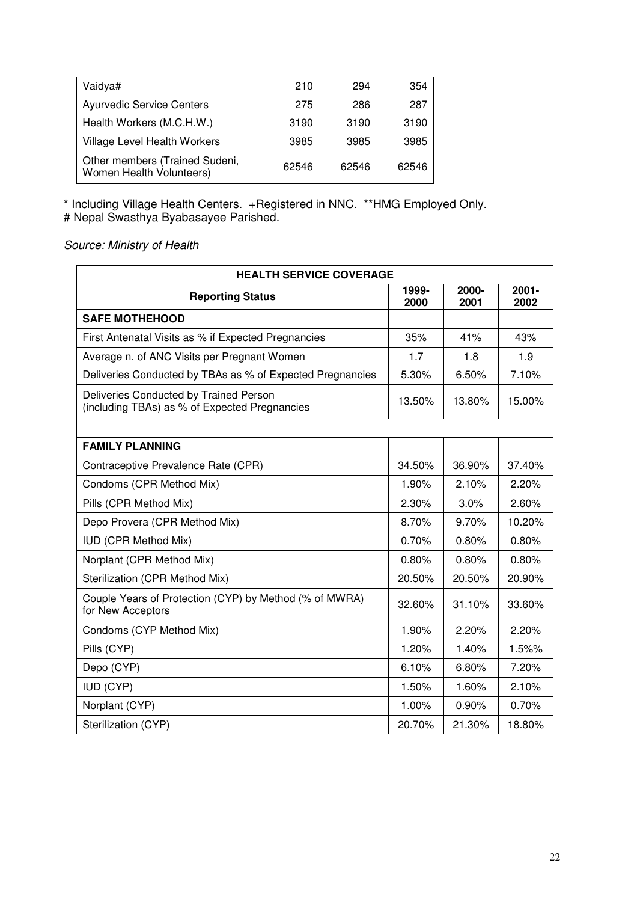| | | | |
|---|---|---|---|
| Vaidya# | 210 | 294 | 354 |
| Ayurvedic Service Centers | 275 | 286 | 287 |
| Health Workers (M.C.H.W.) | 3190 | 3190 | 3190 |
| Village Level Health Workers | 3985 | 3985 | 3985 |
| Other members (Trained Sudeni, Women Health Volunteers) | 62546 | 62546 | 62546 |

* Including Village Health Centers. +Registered in NNC. **HMG Employed Only.
# Nepal Swasthya Byabasayee Parished.

*Source: Ministry of Health*

| HEALTH SERVICE COVERAGE | | | |
|---|---|---|---|
| **Reporting Status** | **1999-2000** | **2000-2001** | **2001-2002** |
| **SAFE MOTHEHOOD** | | | |
| First Antenatal Visits as % if Expected Pregnancies | 35% | 41% | 43% |
| Average n. of ANC Visits per Pregnant Women | 1.7 | 1.8 | 1.9 |
| Deliveries Conducted by TBAs as % of Expected Pregnancies | 5.30% | 6.50% | 7.10% |
| Deliveries Conducted by Trained Person (including TBAs) as % of Expected Pregnancies | 13.50% | 13.80% | 15.00% |
| | | | |
| **FAMILY PLANNING** | | | |
| Contraceptive Prevalence Rate (CPR) | 34.50% | 36.90% | 37.40% |
| Condoms (CPR Method Mix) | 1.90% | 2.10% | 2.20% |
| Pills (CPR Method Mix) | 2.30% | 3.0% | 2.60% |
| Depo Provera (CPR Method Mix) | 8.70% | 9.70% | 10.20% |
| IUD (CPR Method Mix) | 0.70% | 0.80% | 0.80% |
| Norplant (CPR Method Mix) | 0.80% | 0.80% | 0.80% |
| Sterilization (CPR Method Mix) | 20.50% | 20.50% | 20.90% |
| Couple Years of Protection (CYP) by Method (% of MWRA) for New Acceptors | 32.60% | 31.10% | 33.60% |
| Condoms (CYP Method Mix) | 1.90% | 2.20% | 2.20% |
| Pills (CYP) | 1.20% | 1.40% | 1.5%% |
| Depo (CYP) | 6.10% | 6.80% | 7.20% |
| IUD (CYP) | 1.50% | 1.60% | 2.10% |
| Norplant (CYP) | 1.00% | 0.90% | 0.70% |
| Sterilization (CYP) | 20.70% | 21.30% | 18.80% |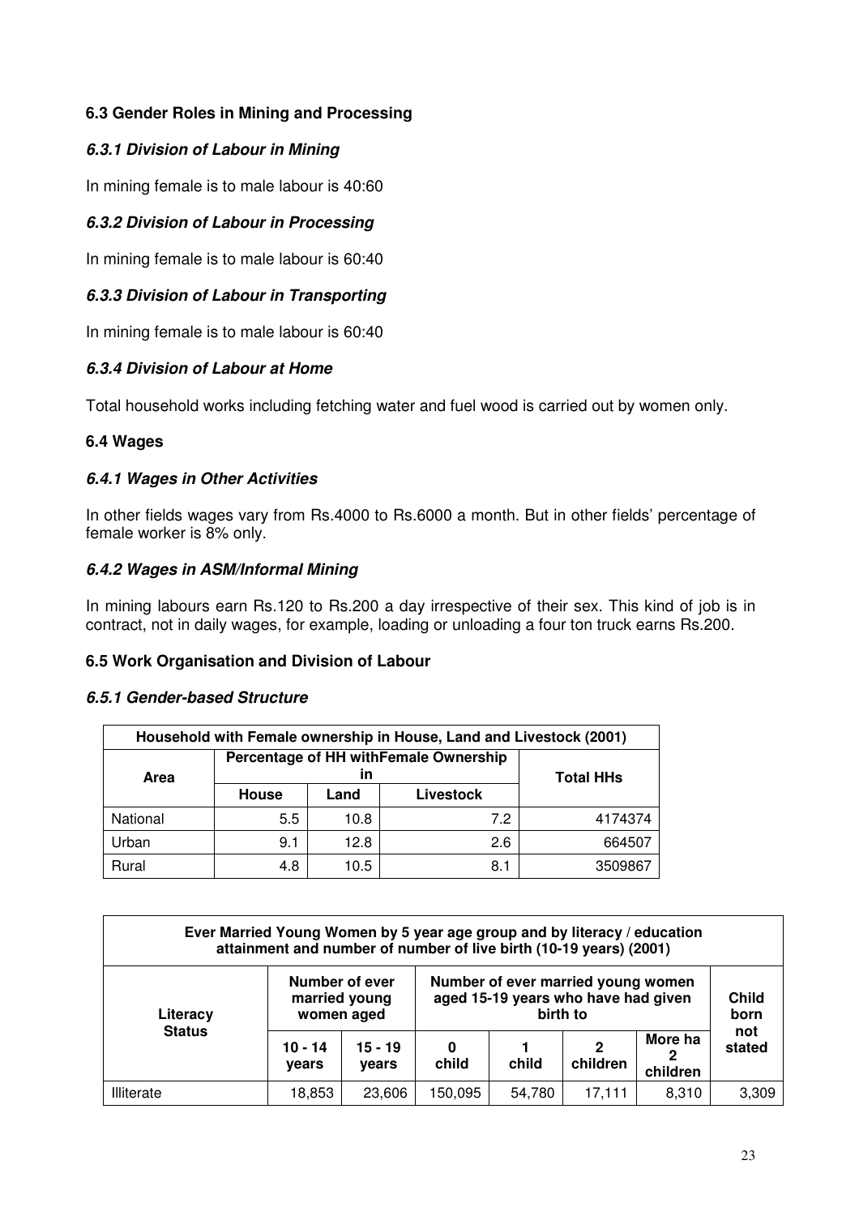## 6.3 Gender Roles in Mining and Processing

### *6.3.1 Division of Labour in Mining*

In mining female is to male labour is 40:60

### *6.3.2 Division of Labour in Processing*

In mining female is to male labour is 60:40

### *6.3.3 Division of Labour in Transporting*

In mining female is to male labour is 60:40

### *6.3.4 Division of Labour at Home*

Total household works including fetching water and fuel wood is carried out by women only.

## 6.4 Wages

### *6.4.1 Wages in Other Activities*

In other fields wages vary from Rs.4000 to Rs.6000 a month. But in other fields' percentage of female worker is 8% only.

### *6.4.2 Wages in ASM/Informal Mining*

In mining labours earn Rs.120 to Rs.200 a day irrespective of their sex. This kind of job is in contract, not in daily wages, for example, loading or unloading a four ton truck earns Rs.200.

## 6.5 Work Organisation and Division of Labour

### *6.5.1 Gender-based Structure*

| Household with Female ownership in House, Land and Livestock (2001) | | | | |
|---|---|---|---|---|
| Area | Percentage of HH withFemale Ownership in | | | Total HHs |
| | House | Land | Livestock | |
| National | 5.5 | 10.8 | 7.2 | 4174374 |
| Urban | 9.1 | 12.8 | 2.6 | 664507 |
| Rural | 4.8 | 10.5 | 8.1 | 3509867 |

| Ever Married Young Women by 5 year age group and by literacy / education attainment and number of number of live birth (10-19 years) (2001) | | | | | | | |
|---|---|---|---|---|---|---|---|
| Literacy Status | Number of ever married young women aged | | Number of ever married young women aged 15-19 years who have had given birth to | | | | Child born not stated |
| | 10 - 14 years | 15 - 19 years | 0 child | 1 child | 2 children | More ha 2 children | |
| Illiterate | 18,853 | 23,606 | 150,095 | 54,780 | 17,111 | 8,310 | 3,309 |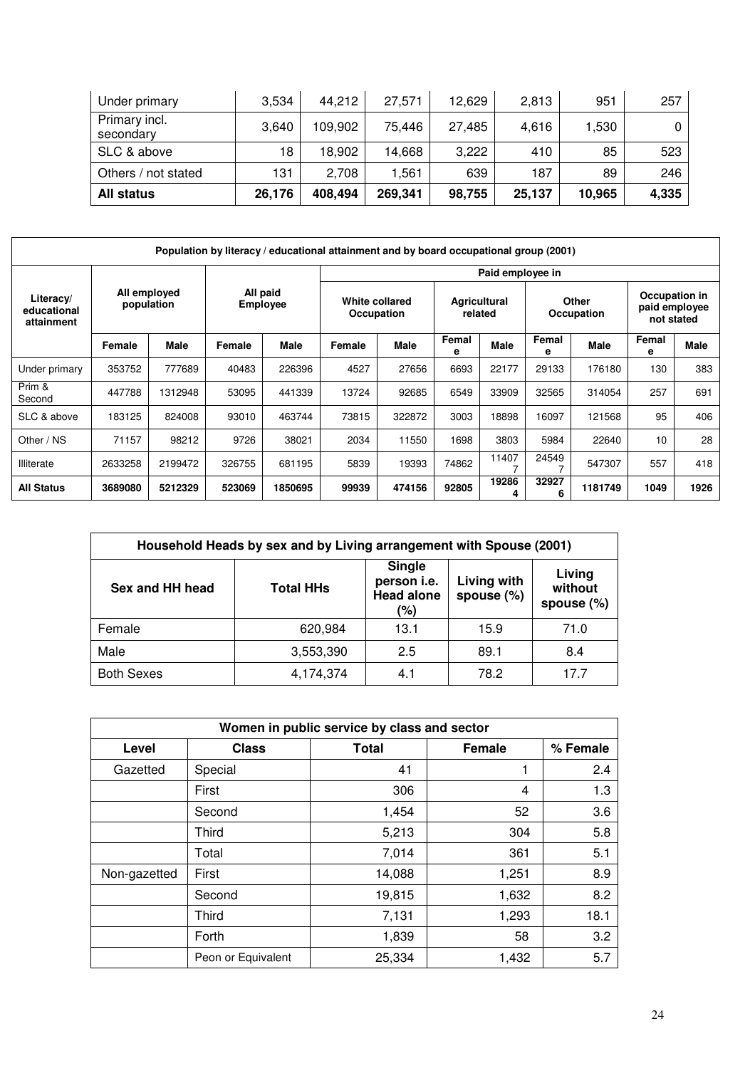| | | | | | | | |
|---|---|---|---|---|---|---|---|
| Under primary | 3,534 | 44,212 | 27,571 | 12,629 | 2,813 | 951 | 257 |
| Primary incl. secondary | 3,640 | 109,902 | 75,446 | 27,485 | 4,616 | 1,530 | 0 |
| SLC & above | 18 | 18,902 | 14,668 | 3,222 | 410 | 85 | 523 |
| Others / not stated | 131 | 2,708 | 1,561 | 639 | 187 | 89 | 246 |
| **All status** | **26,176** | **408,494** | **269,341** | **98,755** | **25,137** | **10,965** | **4,335** |

| Population by literacy / educational attainment and by board occupational group (2001) | | | | | | | | | | | | |
|---|---|---|---|---|---|---|---|---|---|---|---|---|
| Literacy/ educational attainment | All employed population | | All paid Employee | | Paid employee in | | | | | | | |
| | | | | | White collared Occupation | | Agricultural related | | Other Occupation | | Occupation in paid employee not stated | |
| | Female | Male | Female | Male | Female | Male | Female | Male | Female | Male | Female | Male |
| Under primary | 353752 | 777689 | 40483 | 226396 | 4527 | 27656 | 6693 | 22177 | 29133 | 176180 | 130 | 383 |
| Prim & Second | 447788 | 1312948 | 53095 | 441339 | 13724 | 92685 | 6549 | 33909 | 32565 | 314054 | 257 | 691 |
| SLC & above | 183125 | 824008 | 93010 | 463744 | 73815 | 322872 | 3003 | 18898 | 16097 | 121568 | 95 | 406 |
| Other / NS | 71157 | 98212 | 9726 | 38021 | 2034 | 11550 | 1698 | 3803 | 5984 | 22640 | 10 | 28 |
| Illiterate | 2633258 | 2199472 | 326755 | 681195 | 5839 | 19393 | 74862 | 114077 | 245497 | 547307 | 557 | 418 |
| **All Status** | **3689080** | **5212329** | **523069** | **1850695** | **99939** | **474156** | **92805** | **192864** | **329276** | **1181749** | **1049** | **1926** |

| Household Heads by sex and by Living arrangement with Spouse (2001) | | | | |
|---|---|---|---|---|
| **Sex and HH head** | **Total HHs** | **Single person i.e. Head alone (%)** | **Living with spouse (%)** | **Living without spouse (%)** |
| Female | 620,984 | 13.1 | 15.9 | 71.0 |
| Male | 3,553,390 | 2.5 | 89.1 | 8.4 |
| Both Sexes | 4,174,374 | 4.1 | 78.2 | 17.7 |

| Women in public service by class and sector | | | | |
|---|---|---|---|---|
| **Level** | **Class** | **Total** | **Female** | **% Female** |
| Gazetted | Special | 41 | 1 | 2.4 |
| | First | 306 | 4 | 1.3 |
| | Second | 1,454 | 52 | 3.6 |
| | Third | 5,213 | 304 | 5.8 |
| | Total | 7,014 | 361 | 5.1 |
| Non-gazetted | First | 14,088 | 1,251 | 8.9 |
| | Second | 19,815 | 1,632 | 8.2 |
| | Third | 7,131 | 1,293 | 18.1 |
| | Forth | 1,839 | 58 | 3.2 |
| | Peon or Equivalent | 25,334 | 1,432 | 5.7 |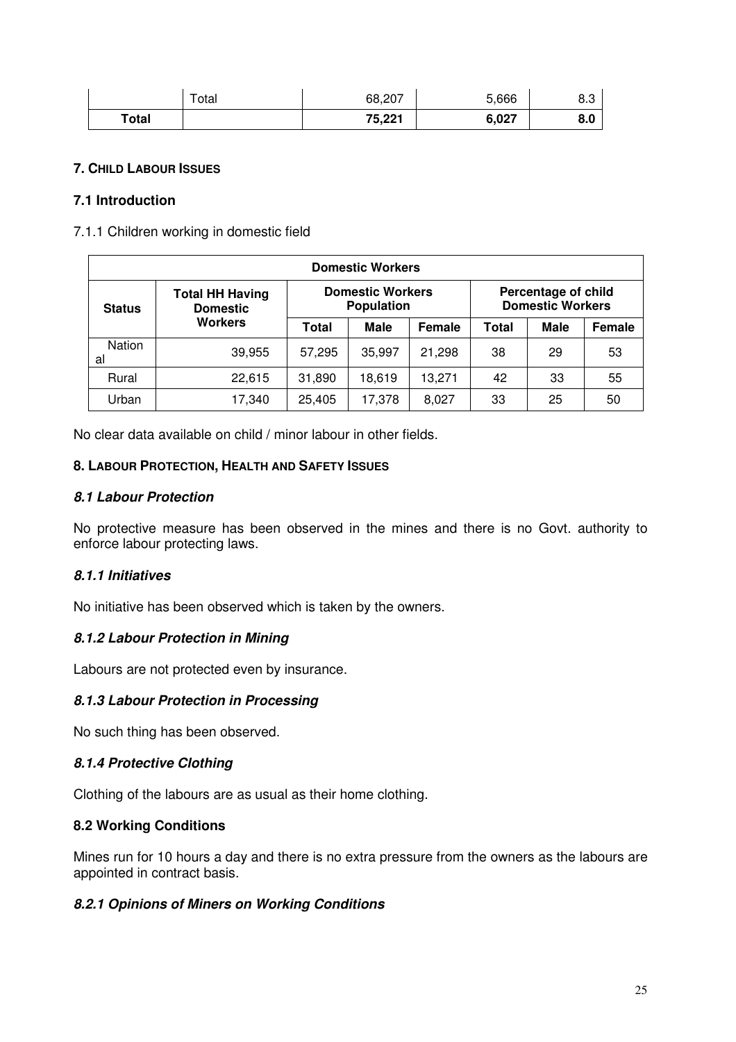|  | Total | 68,207 | 5,666 | 8.3 |
|---|---|---|---|---|
| **Total** |  | **75,221** | **6,027** | **8.0** |

**7. CHILD LABOUR ISSUES**

### 7.1 Introduction

7.1.1 Children working in domestic field

| Domestic Workers | | | | | | | |
|---|---|---|---|---|---|---|---|
| **Status** | **Total HH Having Domestic Workers** | **Domestic Workers Population** | | | **Percentage of child Domestic Workers** | | |
| | | **Total** | **Male** | **Female** | **Total** | **Male** | **Female** |
| National | 39,955 | 57,295 | 35,997 | 21,298 | 38 | 29 | 53 |
| Rural | 22,615 | 31,890 | 18,619 | 13,271 | 42 | 33 | 55 |
| Urban | 17,340 | 25,405 | 17,378 | 8,027 | 33 | 25 | 50 |

No clear data available on child / minor labour in other fields.

**8. LABOUR PROTECTION, HEALTH AND SAFETY ISSUES**

### *8.1 Labour Protection*

No protective measure has been observed in the mines and there is no Govt. authority to enforce labour protecting laws.

#### *8.1.1 Initiatives*

No initiative has been observed which is taken by the owners.

#### *8.1.2 Labour Protection in Mining*

Labours are not protected even by insurance.

#### *8.1.3 Labour Protection in Processing*

No such thing has been observed.

#### *8.1.4 Protective Clothing*

Clothing of the labours are as usual as their home clothing.

### 8.2 Working Conditions

Mines run for 10 hours a day and there is no extra pressure from the owners as the labours are appointed in contract basis.

#### *8.2.1 Opinions of Miners on Working Conditions*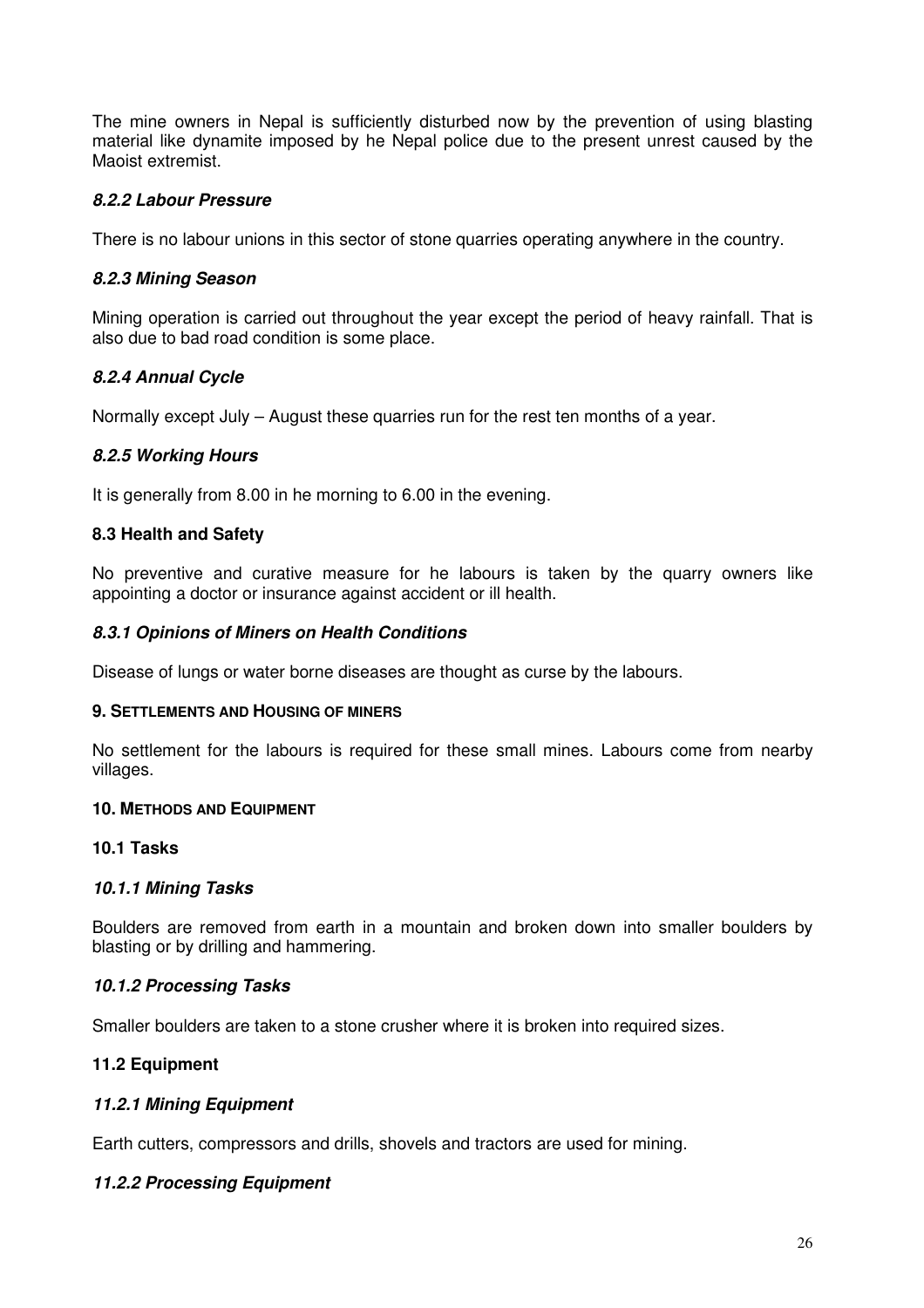The mine owners in Nepal is sufficiently disturbed now by the prevention of using blasting material like dynamite imposed by he Nepal police due to the present unrest caused by the Maoist extremist.

#### *8.2.2 Labour Pressure*

There is no labour unions in this sector of stone quarries operating anywhere in the country.

#### *8.2.3 Mining Season*

Mining operation is carried out throughout the year except the period of heavy rainfall. That is also due to bad road condition is some place.

#### *8.2.4 Annual Cycle*

Normally except July – August these quarries run for the rest ten months of a year.

#### *8.2.5 Working Hours*

It is generally from 8.00 in he morning to 6.00 in the evening.

### 8.3 Health and Safety

No preventive and curative measure for he labours is taken by the quarry owners like appointing a doctor or insurance against accident or ill health.

#### *8.3.1 Opinions of Miners on Health Conditions*

Disease of lungs or water borne diseases are thought as curse by the labours.

## 9. Settlements and Housing of miners

No settlement for the labours is required for these small mines. Labours come from nearby villages.

## 10. Methods and Equipment

### 10.1 Tasks

#### *10.1.1 Mining Tasks*

Boulders are removed from earth in a mountain and broken down into smaller boulders by blasting or by drilling and hammering.

#### *10.1.2 Processing Tasks*

Smaller boulders are taken to a stone crusher where it is broken into required sizes.

### 11.2 Equipment

#### *11.2.1 Mining Equipment*

Earth cutters, compressors and drills, shovels and tractors are used for mining.

#### *11.2.2 Processing Equipment*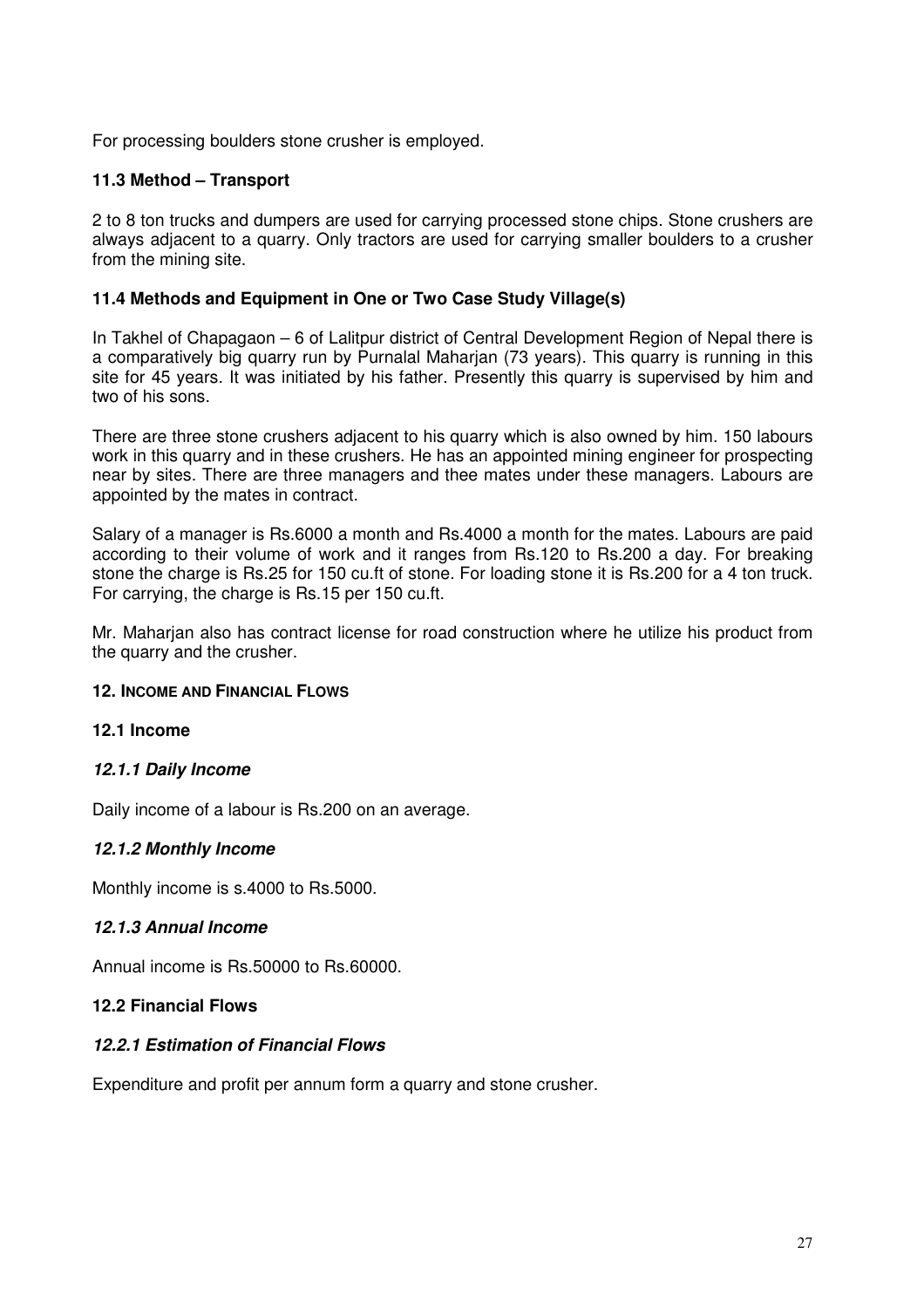For processing boulders stone crusher is employed.

### 11.3 Method – Transport

2 to 8 ton trucks and dumpers are used for carrying processed stone chips. Stone crushers are always adjacent to a quarry. Only tractors are used for carrying smaller boulders to a crusher from the mining site.

### 11.4 Methods and Equipment in One or Two Case Study Village(s)

In Takhel of Chapagaon – 6 of Lalitpur district of Central Development Region of Nepal there is a comparatively big quarry run by Purnalal Maharjan (73 years). This quarry is running in this site for 45 years. It was initiated by his father. Presently this quarry is supervised by him and two of his sons.

There are three stone crushers adjacent to his quarry which is also owned by him. 150 labours work in this quarry and in these crushers. He has an appointed mining engineer for prospecting near by sites. There are three managers and thee mates under these managers. Labours are appointed by the mates in contract.

Salary of a manager is Rs.6000 a month and Rs.4000 a month for the mates. Labours are paid according to their volume of work and it ranges from Rs.120 to Rs.200 a day. For breaking stone the charge is Rs.25 for 150 cu.ft of stone. For loading stone it is Rs.200 for a 4 ton truck. For carrying, the charge is Rs.15 per 150 cu.ft.

Mr. Maharjan also has contract license for road construction where he utilize his product from the quarry and the crusher.

## 12. Income and Financial Flows

### 12.1 Income

#### *12.1.1 Daily Income*

Daily income of a labour is Rs.200 on an average.

#### *12.1.2 Monthly Income*

Monthly income is s.4000 to Rs.5000.

#### *12.1.3 Annual Income*

Annual income is Rs.50000 to Rs.60000.

### 12.2 Financial Flows

#### *12.2.1 Estimation of Financial Flows*

Expenditure and profit per annum form a quarry and stone crusher.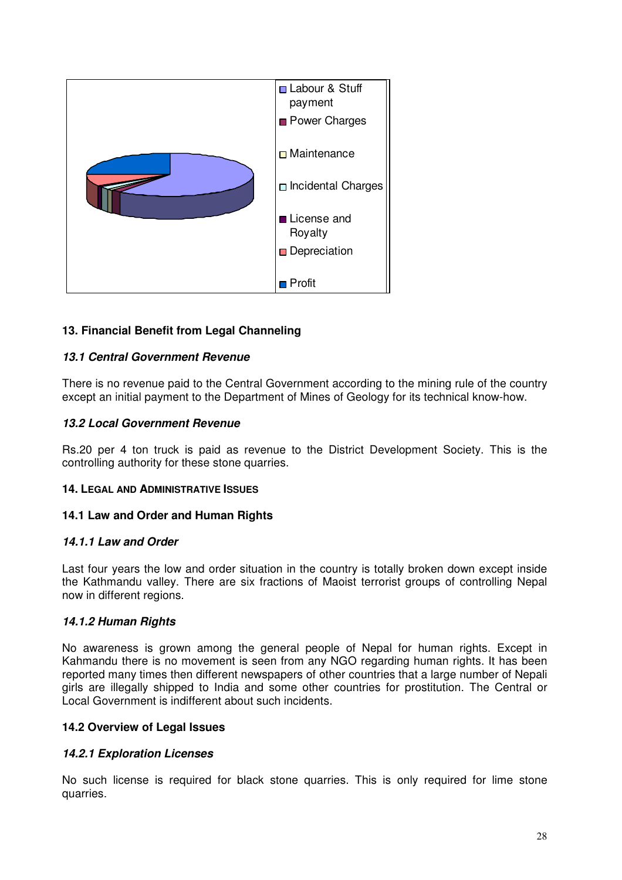- Labour & Stuff payment
- Power Charges
- Maintenance
- Incidental Charges
- License and Royalty
- Depreciation
- Profit

## 13. Financial Benefit from Legal Channeling

### *13.1 Central Government Revenue*

There is no revenue paid to the Central Government according to the mining rule of the country except an initial payment to the Department of Mines of Geology for its technical know-how.

### *13.2 Local Government Revenue*

Rs.20 per 4 ton truck is paid as revenue to the District Development Society. This is the controlling authority for these stone quarries.

## 14. Legal and Administrative Issues

### 14.1 Law and Order and Human Rights

#### *14.1.1 Law and Order*

Last four years the low and order situation in the country is totally broken down except inside the Kathmandu valley. There are six fractions of Maoist terrorist groups of controlling Nepal now in different regions.

#### *14.1.2 Human Rights*

No awareness is grown among the general people of Nepal for human rights. Except in Kahmandu there is no movement is seen from any NGO regarding human rights. It has been reported many times then different newspapers of other countries that a large number of Nepali girls are illegally shipped to India and some other countries for prostitution. The Central or Local Government is indifferent about such incidents.

### 14.2 Overview of Legal Issues

#### *14.2.1 Exploration Licenses*

No such license is required for black stone quarries. This is only required for lime stone quarries.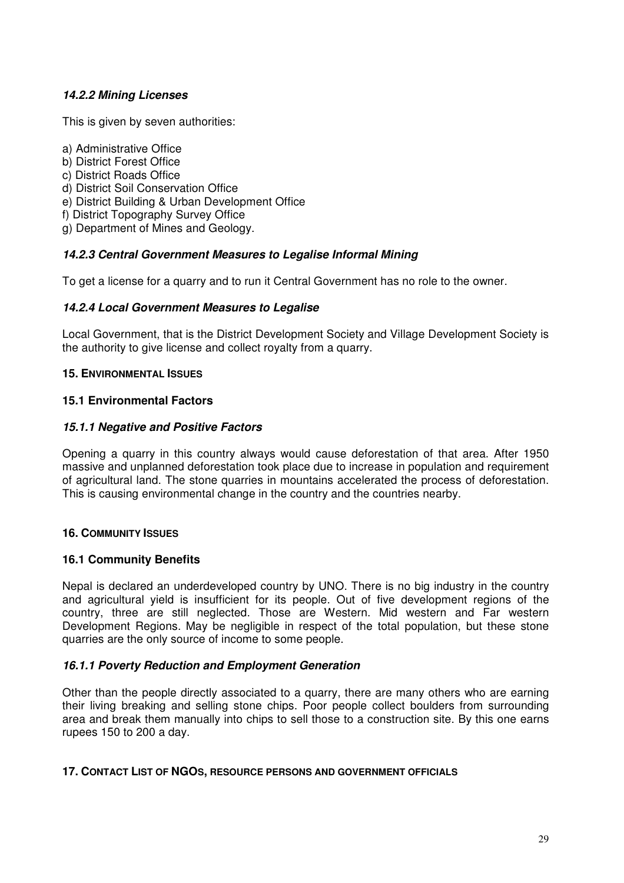#### *14.2.2 Mining Licenses*

This is given by seven authorities:

a) Administrative Office
b) District Forest Office
c) District Roads Office
d) District Soil Conservation Office
e) District Building & Urban Development Office
f) District Topography Survey Office
g) Department of Mines and Geology.

#### *14.2.3 Central Government Measures to Legalise Informal Mining*

To get a license for a quarry and to run it Central Government has no role to the owner.

#### *14.2.4 Local Government Measures to Legalise*

Local Government, that is the District Development Society and Village Development Society is the authority to give license and collect royalty from a quarry.

## 15. ENVIRONMENTAL ISSUES

### 15.1 Environmental Factors

#### *15.1.1 Negative and Positive Factors*

Opening a quarry in this country always would cause deforestation of that area. After 1950 massive and unplanned deforestation took place due to increase in population and requirement of agricultural land. The stone quarries in mountains accelerated the process of deforestation. This is causing environmental change in the country and the countries nearby.

## 16. COMMUNITY ISSUES

### 16.1 Community Benefits

Nepal is declared an underdeveloped country by UNO. There is no big industry in the country and agricultural yield is insufficient for its people. Out of five development regions of the country, three are still neglected. Those are Western. Mid western and Far western Development Regions. May be negligible in respect of the total population, but these stone quarries are the only source of income to some people.

#### *16.1.1 Poverty Reduction and Employment Generation*

Other than the people directly associated to a quarry, there are many others who are earning their living breaking and selling stone chips. Poor people collect boulders from surrounding area and break them manually into chips to sell those to a construction site. By this one earns rupees 150 to 200 a day.

## 17. CONTACT LIST OF NGOS, RESOURCE PERSONS AND GOVERNMENT OFFICIALS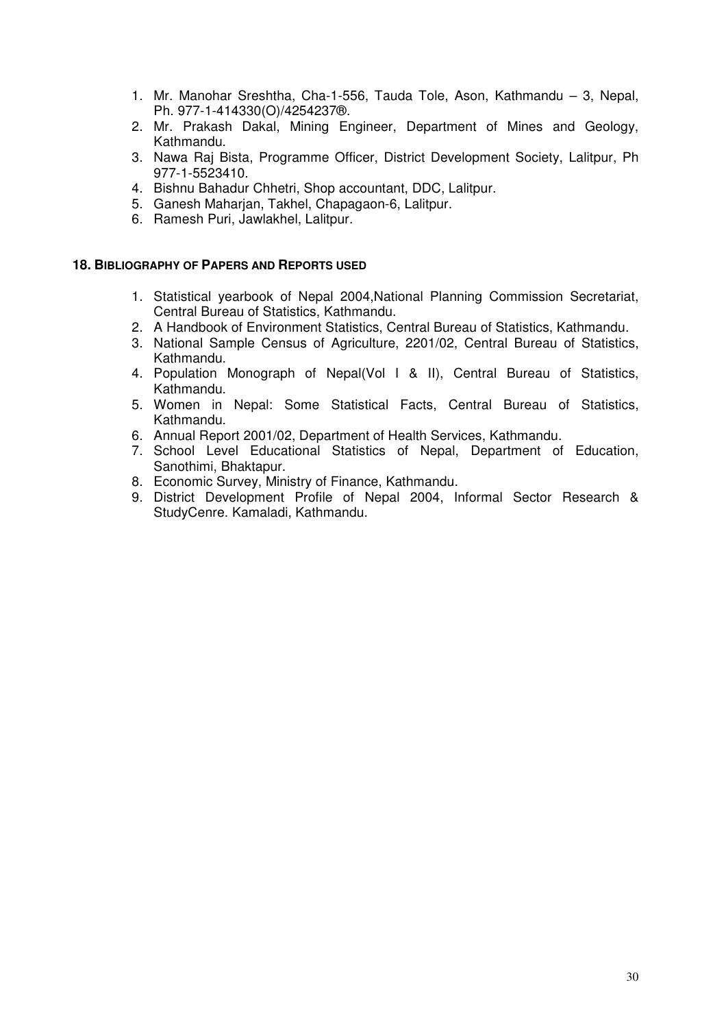1. Mr. Manohar Sreshtha, Cha-1-556, Tauda Tole, Ason, Kathmandu – 3, Nepal, Ph. 977-1-414330(O)/4254237®.
2. Mr. Prakash Dakal, Mining Engineer, Department of Mines and Geology, Kathmandu.
3. Nawa Raj Bista, Programme Officer, District Development Society, Lalitpur, Ph 977-1-5523410.
4. Bishnu Bahadur Chhetri, Shop accountant, DDC, Lalitpur.
5. Ganesh Maharjan, Takhel, Chapagaon-6, Lalitpur.
6. Ramesh Puri, Jawlakhel, Lalitpur.

## 18. Bibliography of Papers and Reports used

1. Statistical yearbook of Nepal 2004,National Planning Commission Secretariat, Central Bureau of Statistics, Kathmandu.
2. A Handbook of Environment Statistics, Central Bureau of Statistics, Kathmandu.
3. National Sample Census of Agriculture, 2201/02, Central Bureau of Statistics, Kathmandu.
4. Population Monograph of Nepal(Vol I & II), Central Bureau of Statistics, Kathmandu.
5. Women in Nepal: Some Statistical Facts, Central Bureau of Statistics, Kathmandu.
6. Annual Report 2001/02, Department of Health Services, Kathmandu.
7. School Level Educational Statistics of Nepal, Department of Education, Sanothimi, Bhaktapur.
8. Economic Survey, Ministry of Finance, Kathmandu.
9. District Development Profile of Nepal 2004, Informal Sector Research & StudyCenre. Kamaladi, Kathmandu.